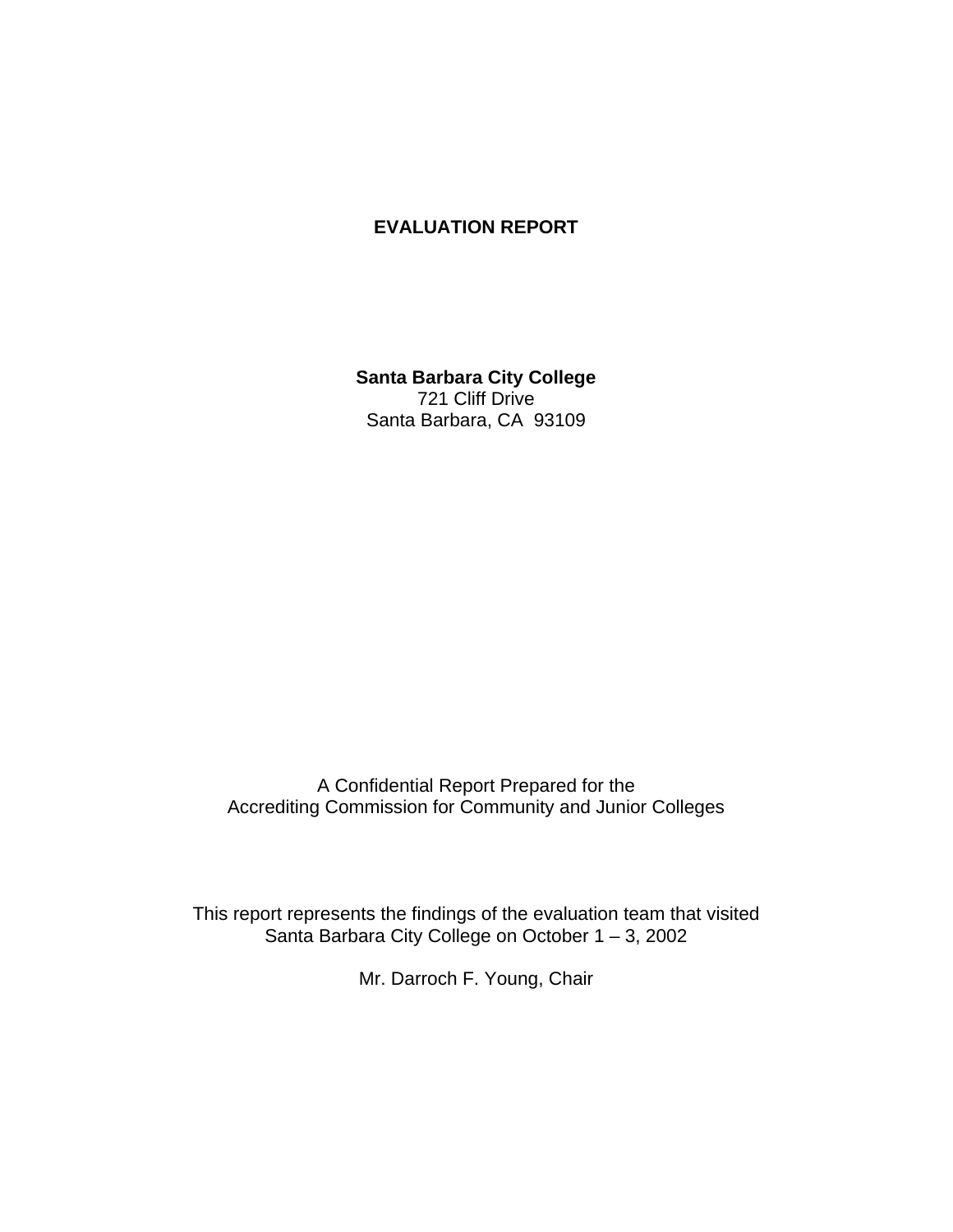# EVALUATION REPORT

**Santa Barbara City College**
721 Cliff Drive
Santa Barbara, CA 93109

A Confidential Report Prepared for the
Accrediting Commission for Community and Junior Colleges

This report represents the findings of the evaluation team that visited
Santa Barbara City College on October 1 – 3, 2002

Mr. Darroch F. Young, Chair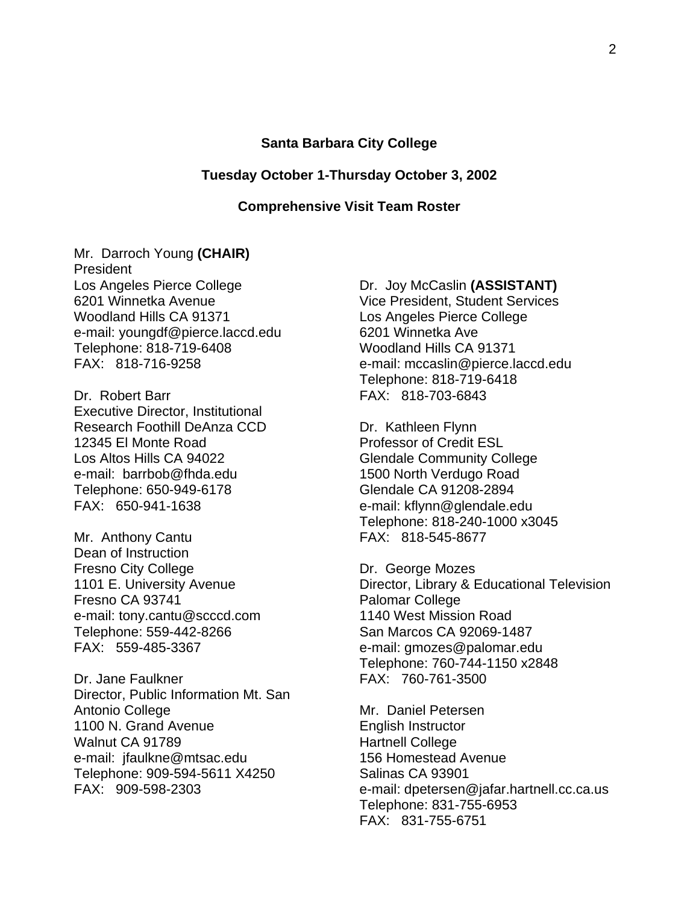**Santa Barbara City College**

**Tuesday October 1-Thursday October 3, 2002**

**Comprehensive Visit Team Roster**

Mr. Darroch Young **(CHAIR)**
President
Los Angeles Pierce College
6201 Winnetka Avenue
Woodland Hills CA 91371
e-mail: youngdf@pierce.laccd.edu
Telephone: 818-719-6408
FAX: 818-716-9258

Dr. Robert Barr
Executive Director, Institutional Research Foothill DeAnza CCD
12345 El Monte Road
Los Altos Hills CA 94022
e-mail: barrbob@fhda.edu
Telephone: 650-949-6178
FAX: 650-941-1638

Mr. Anthony Cantu
Dean of Instruction
Fresno City College
1101 E. University Avenue
Fresno CA 93741
e-mail: tony.cantu@scccd.com
Telephone: 559-442-8266
FAX: 559-485-3367

Dr. Jane Faulkner
Director, Public Information Mt. San Antonio College
1100 N. Grand Avenue
Walnut CA 91789
e-mail: jfaulkne@mtsac.edu
Telephone: 909-594-5611 X4250
FAX: 909-598-2303

Dr. Joy McCaslin **(ASSISTANT)**
Vice President, Student Services
Los Angeles Pierce College
6201 Winnetka Ave
Woodland Hills CA 91371
e-mail: mccaslin@pierce.laccd.edu
Telephone: 818-719-6418
FAX: 818-703-6843

Dr. Kathleen Flynn
Professor of Credit ESL
Glendale Community College
1500 North Verdugo Road
Glendale CA 91208-2894
e-mail: kflynn@glendale.edu
Telephone: 818-240-1000 x3045
FAX: 818-545-8677

Dr. George Mozes
Director, Library & Educational Television
Palomar College
1140 West Mission Road
San Marcos CA 92069-1487
e-mail: gmozes@palomar.edu
Telephone: 760-744-1150 x2848
FAX: 760-761-3500

Mr. Daniel Petersen
English Instructor
Hartnell College
156 Homestead Avenue
Salinas CA 93901
e-mail: dpetersen@jafar.hartnell.cc.ca.us
Telephone: 831-755-6953
FAX: 831-755-6751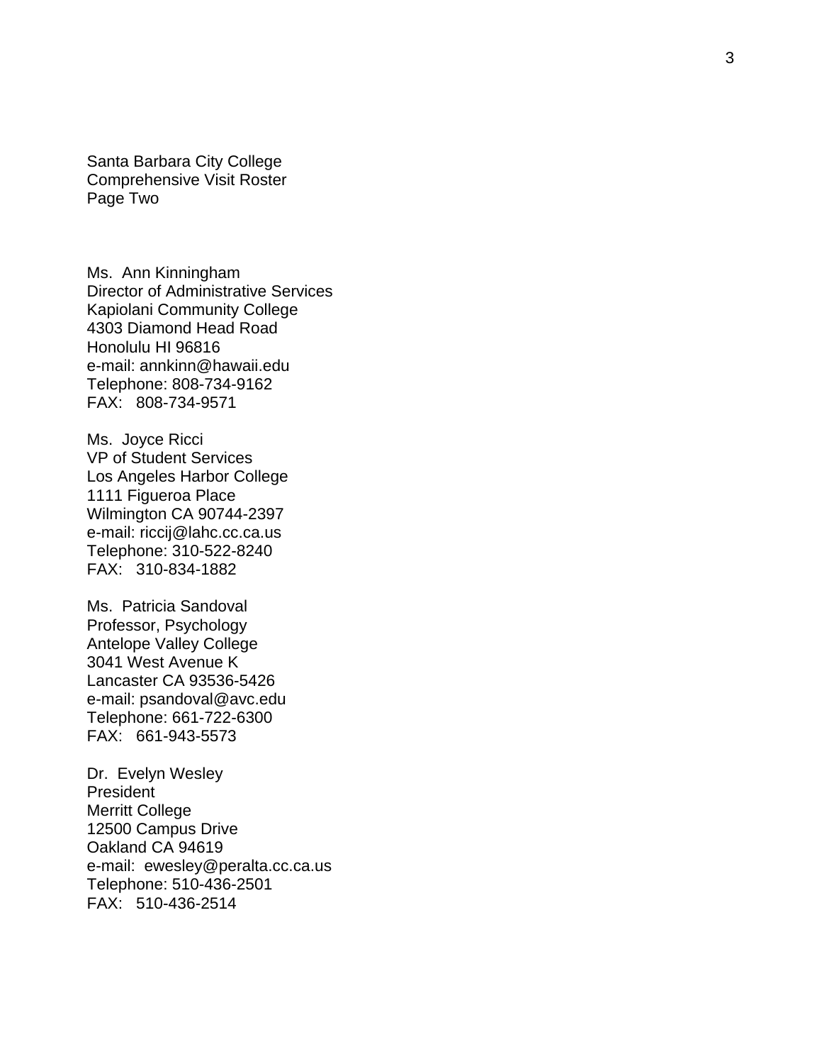Santa Barbara City College
Comprehensive Visit Roster
Page Two

Ms. Ann Kinningham
Director of Administrative Services
Kapiolani Community College
4303 Diamond Head Road
Honolulu HI 96816
e-mail: annkinn@hawaii.edu
Telephone: 808-734-9162
FAX: 808-734-9571

Ms. Joyce Ricci
VP of Student Services
Los Angeles Harbor College
1111 Figueroa Place
Wilmington CA 90744-2397
e-mail: riccij@lahc.cc.ca.us
Telephone: 310-522-8240
FAX: 310-834-1882

Ms. Patricia Sandoval
Professor, Psychology
Antelope Valley College
3041 West Avenue K
Lancaster CA 93536-5426
e-mail: psandoval@avc.edu
Telephone: 661-722-6300
FAX: 661-943-5573

Dr. Evelyn Wesley
President
Merritt College
12500 Campus Drive
Oakland CA 94619
e-mail: ewesley@peralta.cc.ca.us
Telephone: 510-436-2501
FAX: 510-436-2514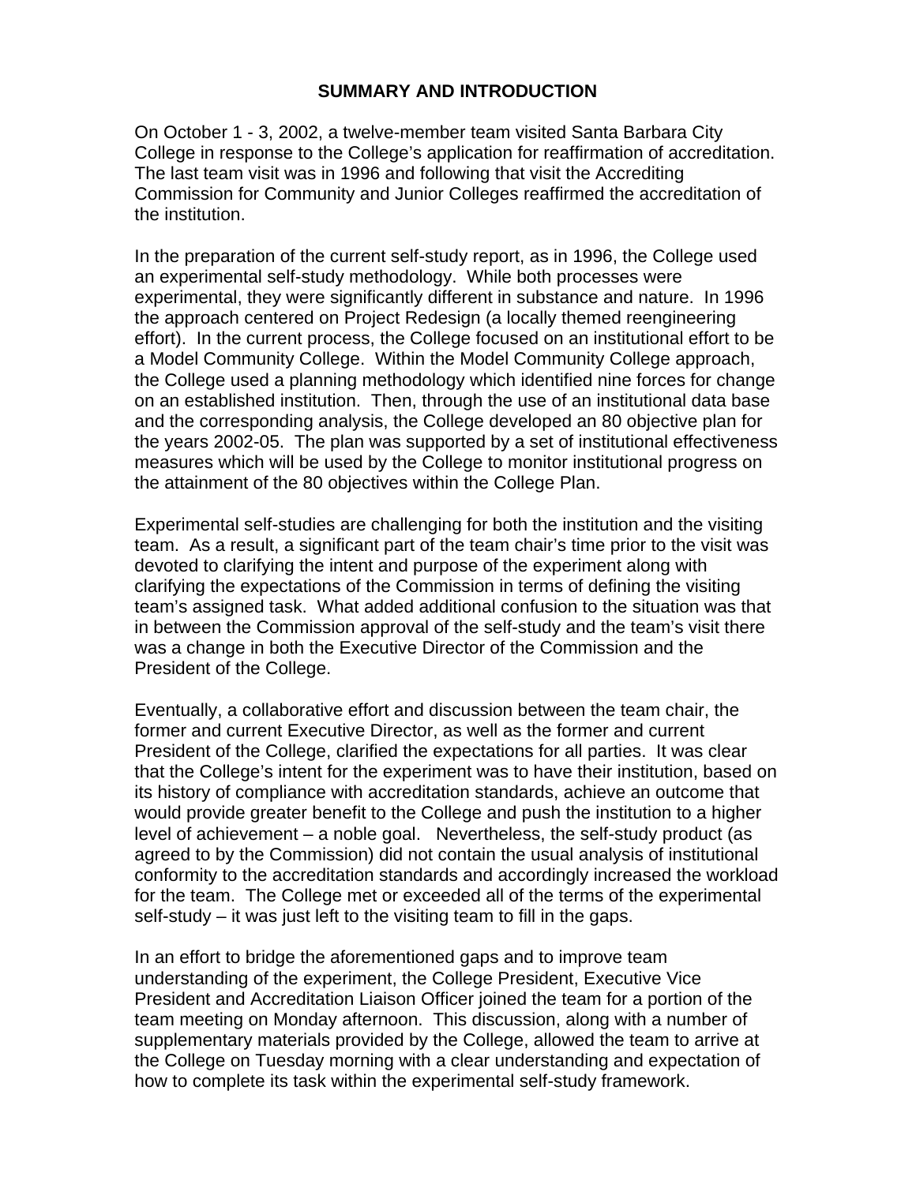## SUMMARY AND INTRODUCTION

On October 1 - 3, 2002, a twelve-member team visited Santa Barbara City College in response to the College's application for reaffirmation of accreditation. The last team visit was in 1996 and following that visit the Accrediting Commission for Community and Junior Colleges reaffirmed the accreditation of the institution.

In the preparation of the current self-study report, as in 1996, the College used an experimental self-study methodology. While both processes were experimental, they were significantly different in substance and nature. In 1996 the approach centered on Project Redesign (a locally themed reengineering effort). In the current process, the College focused on an institutional effort to be a Model Community College. Within the Model Community College approach, the College used a planning methodology which identified nine forces for change on an established institution. Then, through the use of an institutional data base and the corresponding analysis, the College developed an 80 objective plan for the years 2002-05. The plan was supported by a set of institutional effectiveness measures which will be used by the College to monitor institutional progress on the attainment of the 80 objectives within the College Plan.

Experimental self-studies are challenging for both the institution and the visiting team. As a result, a significant part of the team chair's time prior to the visit was devoted to clarifying the intent and purpose of the experiment along with clarifying the expectations of the Commission in terms of defining the visiting team's assigned task. What added additional confusion to the situation was that in between the Commission approval of the self-study and the team's visit there was a change in both the Executive Director of the Commission and the President of the College.

Eventually, a collaborative effort and discussion between the team chair, the former and current Executive Director, as well as the former and current President of the College, clarified the expectations for all parties. It was clear that the College's intent for the experiment was to have their institution, based on its history of compliance with accreditation standards, achieve an outcome that would provide greater benefit to the College and push the institution to a higher level of achievement – a noble goal. Nevertheless, the self-study product (as agreed to by the Commission) did not contain the usual analysis of institutional conformity to the accreditation standards and accordingly increased the workload for the team. The College met or exceeded all of the terms of the experimental self-study – it was just left to the visiting team to fill in the gaps.

In an effort to bridge the aforementioned gaps and to improve team understanding of the experiment, the College President, Executive Vice President and Accreditation Liaison Officer joined the team for a portion of the team meeting on Monday afternoon. This discussion, along with a number of supplementary materials provided by the College, allowed the team to arrive at the College on Tuesday morning with a clear understanding and expectation of how to complete its task within the experimental self-study framework.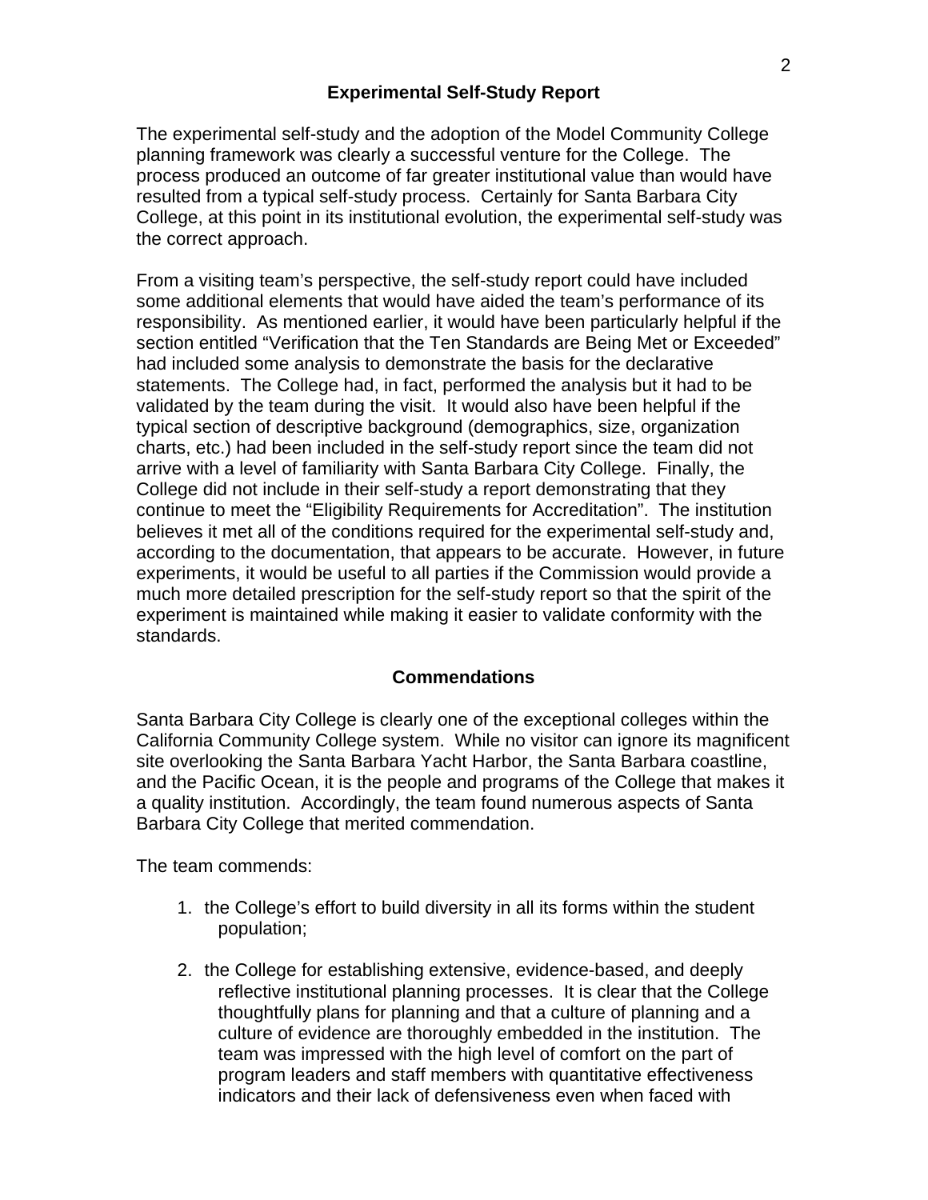## Experimental Self-Study Report

The experimental self-study and the adoption of the Model Community College planning framework was clearly a successful venture for the College. The process produced an outcome of far greater institutional value than would have resulted from a typical self-study process. Certainly for Santa Barbara City College, at this point in its institutional evolution, the experimental self-study was the correct approach.

From a visiting team's perspective, the self-study report could have included some additional elements that would have aided the team's performance of its responsibility. As mentioned earlier, it would have been particularly helpful if the section entitled "Verification that the Ten Standards are Being Met or Exceeded" had included some analysis to demonstrate the basis for the declarative statements. The College had, in fact, performed the analysis but it had to be validated by the team during the visit. It would also have been helpful if the typical section of descriptive background (demographics, size, organization charts, etc.) had been included in the self-study report since the team did not arrive with a level of familiarity with Santa Barbara City College. Finally, the College did not include in their self-study a report demonstrating that they continue to meet the "Eligibility Requirements for Accreditation". The institution believes it met all of the conditions required for the experimental self-study and, according to the documentation, that appears to be accurate. However, in future experiments, it would be useful to all parties if the Commission would provide a much more detailed prescription for the self-study report so that the spirit of the experiment is maintained while making it easier to validate conformity with the standards.

## Commendations

Santa Barbara City College is clearly one of the exceptional colleges within the California Community College system. While no visitor can ignore its magnificent site overlooking the Santa Barbara Yacht Harbor, the Santa Barbara coastline, and the Pacific Ocean, it is the people and programs of the College that makes it a quality institution. Accordingly, the team found numerous aspects of Santa Barbara City College that merited commendation.

The team commends:

1. the College's effort to build diversity in all its forms within the student population;

2. the College for establishing extensive, evidence-based, and deeply reflective institutional planning processes. It is clear that the College thoughtfully plans for planning and that a culture of planning and a culture of evidence are thoroughly embedded in the institution. The team was impressed with the high level of comfort on the part of program leaders and staff members with quantitative effectiveness indicators and their lack of defensiveness even when faced with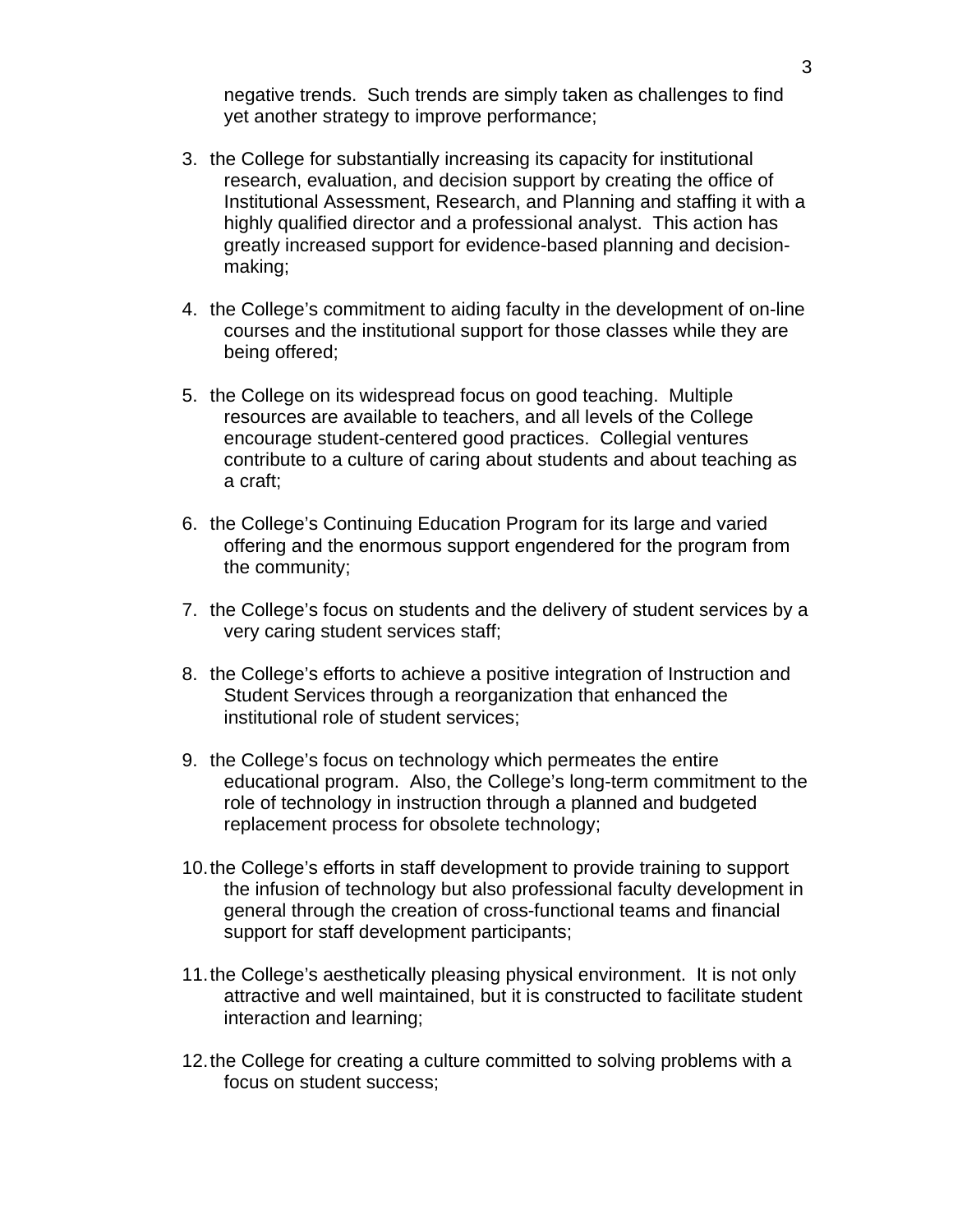negative trends. Such trends are simply taken as challenges to find yet another strategy to improve performance;

3. the College for substantially increasing its capacity for institutional research, evaluation, and decision support by creating the office of Institutional Assessment, Research, and Planning and staffing it with a highly qualified director and a professional analyst. This action has greatly increased support for evidence-based planning and decision-making;

4. the College's commitment to aiding faculty in the development of on-line courses and the institutional support for those classes while they are being offered;

5. the College on its widespread focus on good teaching. Multiple resources are available to teachers, and all levels of the College encourage student-centered good practices. Collegial ventures contribute to a culture of caring about students and about teaching as a craft;

6. the College's Continuing Education Program for its large and varied offering and the enormous support engendered for the program from the community;

7. the College's focus on students and the delivery of student services by a very caring student services staff;

8. the College's efforts to achieve a positive integration of Instruction and Student Services through a reorganization that enhanced the institutional role of student services;

9. the College's focus on technology which permeates the entire educational program. Also, the College's long-term commitment to the role of technology in instruction through a planned and budgeted replacement process for obsolete technology;

10. the College's efforts in staff development to provide training to support the infusion of technology but also professional faculty development in general through the creation of cross-functional teams and financial support for staff development participants;

11. the College's aesthetically pleasing physical environment. It is not only attractive and well maintained, but it is constructed to facilitate student interaction and learning;

12. the College for creating a culture committed to solving problems with a focus on student success;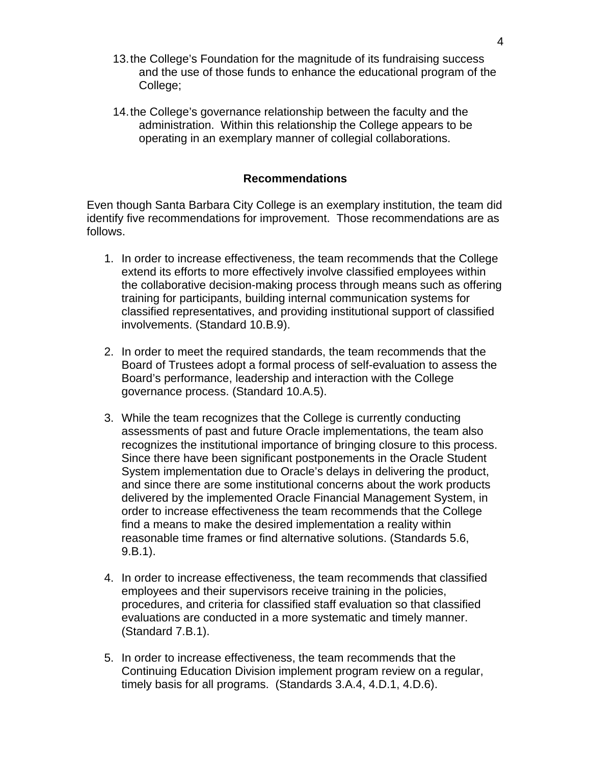13. the College's Foundation for the magnitude of its fundraising success and the use of those funds to enhance the educational program of the College;

14. the College's governance relationship between the faculty and the administration. Within this relationship the College appears to be operating in an exemplary manner of collegial collaborations.

## Recommendations

Even though Santa Barbara City College is an exemplary institution, the team did identify five recommendations for improvement. Those recommendations are as follows.

1. In order to increase effectiveness, the team recommends that the College extend its efforts to more effectively involve classified employees within the collaborative decision-making process through means such as offering training for participants, building internal communication systems for classified representatives, and providing institutional support of classified involvements. (Standard 10.B.9).

2. In order to meet the required standards, the team recommends that the Board of Trustees adopt a formal process of self-evaluation to assess the Board's performance, leadership and interaction with the College governance process. (Standard 10.A.5).

3. While the team recognizes that the College is currently conducting assessments of past and future Oracle implementations, the team also recognizes the institutional importance of bringing closure to this process. Since there have been significant postponements in the Oracle Student System implementation due to Oracle's delays in delivering the product, and since there are some institutional concerns about the work products delivered by the implemented Oracle Financial Management System, in order to increase effectiveness the team recommends that the College find a means to make the desired implementation a reality within reasonable time frames or find alternative solutions. (Standards 5.6, 9.B.1).

4. In order to increase effectiveness, the team recommends that classified employees and their supervisors receive training in the policies, procedures, and criteria for classified staff evaluation so that classified evaluations are conducted in a more systematic and timely manner. (Standard 7.B.1).

5. In order to increase effectiveness, the team recommends that the Continuing Education Division implement program review on a regular, timely basis for all programs. (Standards 3.A.4, 4.D.1, 4.D.6).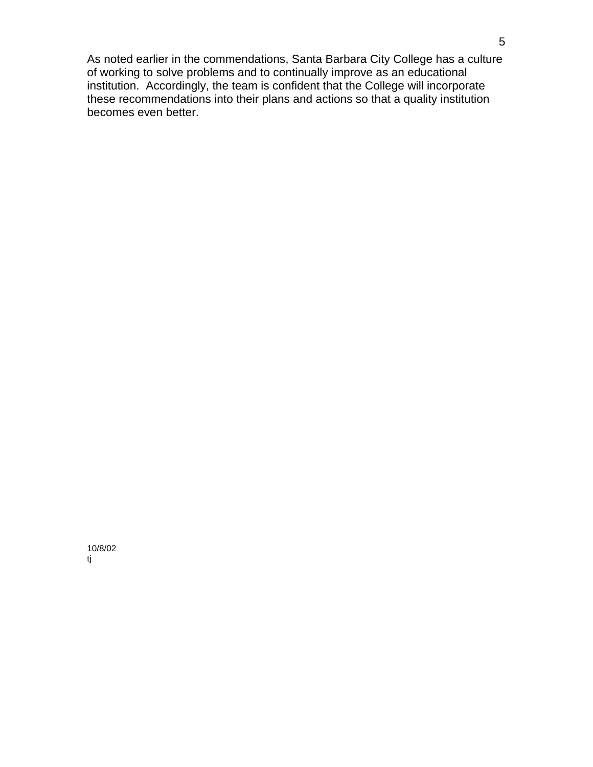As noted earlier in the commendations, Santa Barbara City College has a culture of working to solve problems and to continually improve as an educational institution. Accordingly, the team is confident that the College will incorporate these recommendations into their plans and actions so that a quality institution becomes even better.

10/8/02
tj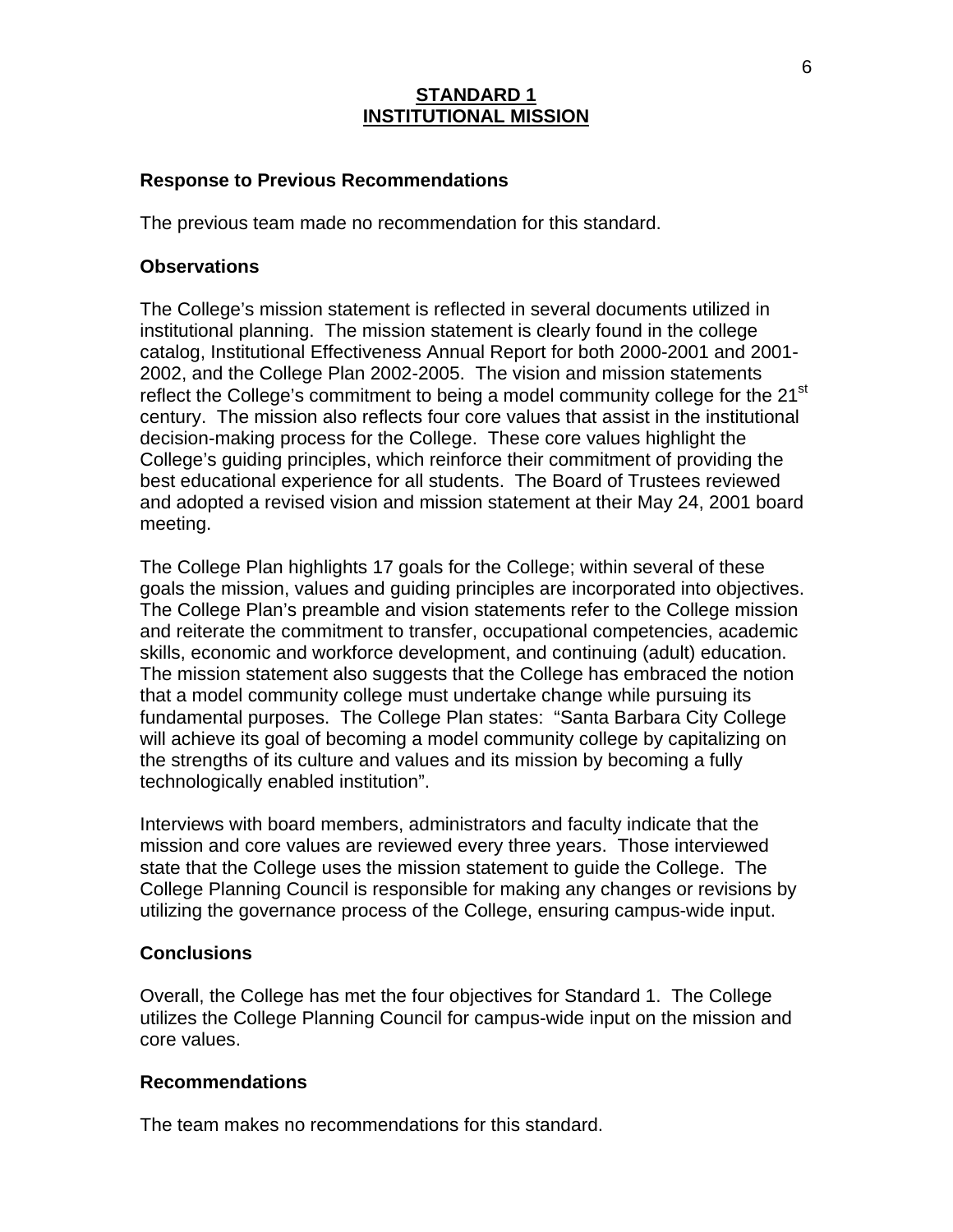## STANDARD 1
## INSTITUTIONAL MISSION

### Response to Previous Recommendations

The previous team made no recommendation for this standard.

### Observations

The College's mission statement is reflected in several documents utilized in institutional planning. The mission statement is clearly found in the college catalog, Institutional Effectiveness Annual Report for both 2000-2001 and 2001-2002, and the College Plan 2002-2005. The vision and mission statements reflect the College's commitment to being a model community college for the 21st century. The mission also reflects four core values that assist in the institutional decision-making process for the College. These core values highlight the College's guiding principles, which reinforce their commitment of providing the best educational experience for all students. The Board of Trustees reviewed and adopted a revised vision and mission statement at their May 24, 2001 board meeting.

The College Plan highlights 17 goals for the College; within several of these goals the mission, values and guiding principles are incorporated into objectives. The College Plan's preamble and vision statements refer to the College mission and reiterate the commitment to transfer, occupational competencies, academic skills, economic and workforce development, and continuing (adult) education. The mission statement also suggests that the College has embraced the notion that a model community college must undertake change while pursuing its fundamental purposes. The College Plan states: "Santa Barbara City College will achieve its goal of becoming a model community college by capitalizing on the strengths of its culture and values and its mission by becoming a fully technologically enabled institution".

Interviews with board members, administrators and faculty indicate that the mission and core values are reviewed every three years. Those interviewed state that the College uses the mission statement to guide the College. The College Planning Council is responsible for making any changes or revisions by utilizing the governance process of the College, ensuring campus-wide input.

### Conclusions

Overall, the College has met the four objectives for Standard 1. The College utilizes the College Planning Council for campus-wide input on the mission and core values.

### Recommendations

The team makes no recommendations for this standard.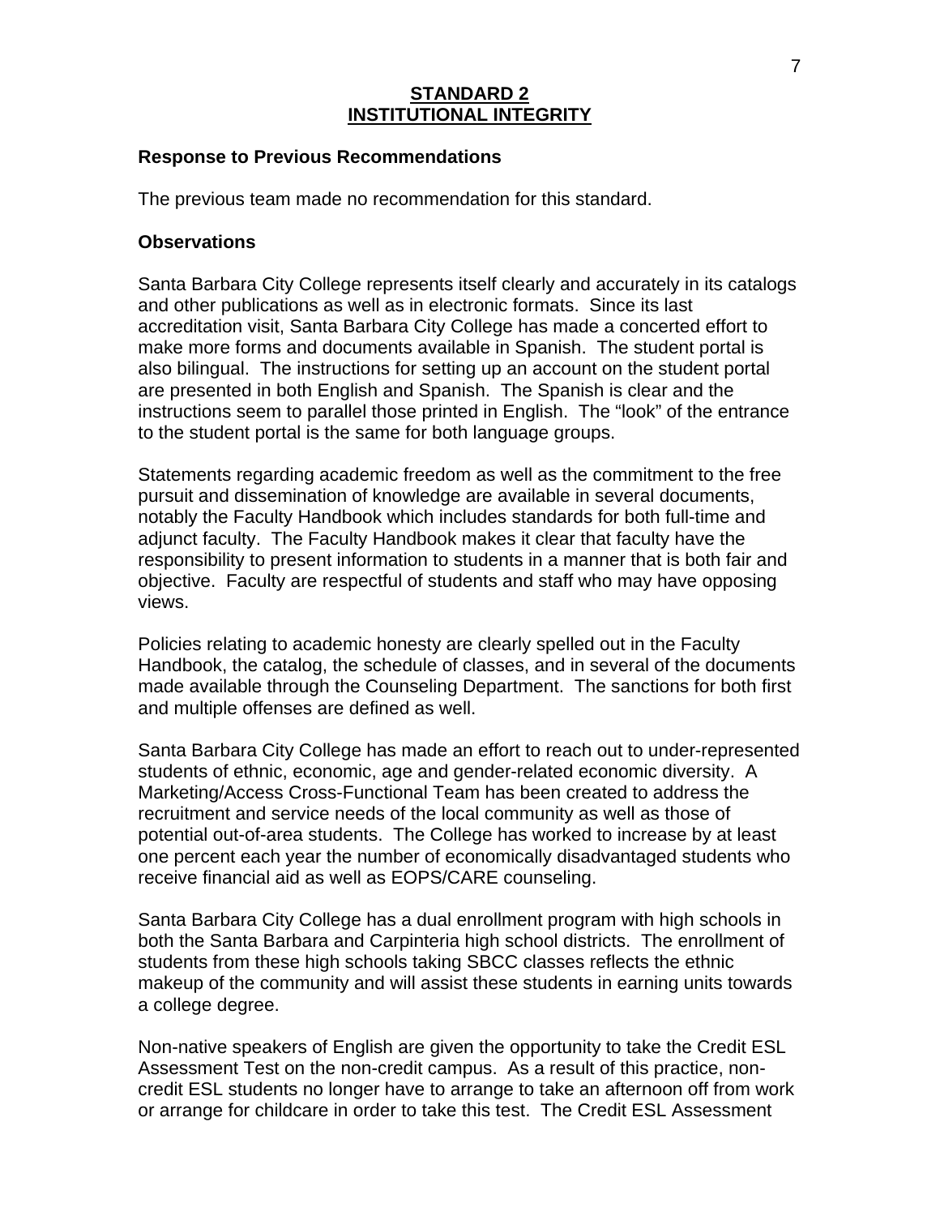## STANDARD 2
## INSTITUTIONAL INTEGRITY

### Response to Previous Recommendations

The previous team made no recommendation for this standard.

### Observations

Santa Barbara City College represents itself clearly and accurately in its catalogs and other publications as well as in electronic formats. Since its last accreditation visit, Santa Barbara City College has made a concerted effort to make more forms and documents available in Spanish. The student portal is also bilingual. The instructions for setting up an account on the student portal are presented in both English and Spanish. The Spanish is clear and the instructions seem to parallel those printed in English. The "look" of the entrance to the student portal is the same for both language groups.

Statements regarding academic freedom as well as the commitment to the free pursuit and dissemination of knowledge are available in several documents, notably the Faculty Handbook which includes standards for both full-time and adjunct faculty. The Faculty Handbook makes it clear that faculty have the responsibility to present information to students in a manner that is both fair and objective. Faculty are respectful of students and staff who may have opposing views.

Policies relating to academic honesty are clearly spelled out in the Faculty Handbook, the catalog, the schedule of classes, and in several of the documents made available through the Counseling Department. The sanctions for both first and multiple offenses are defined as well.

Santa Barbara City College has made an effort to reach out to under-represented students of ethnic, economic, age and gender-related economic diversity. A Marketing/Access Cross-Functional Team has been created to address the recruitment and service needs of the local community as well as those of potential out-of-area students. The College has worked to increase by at least one percent each year the number of economically disadvantaged students who receive financial aid as well as EOPS/CARE counseling.

Santa Barbara City College has a dual enrollment program with high schools in both the Santa Barbara and Carpinteria high school districts. The enrollment of students from these high schools taking SBCC classes reflects the ethnic makeup of the community and will assist these students in earning units towards a college degree.

Non-native speakers of English are given the opportunity to take the Credit ESL Assessment Test on the non-credit campus. As a result of this practice, non-credit ESL students no longer have to arrange to take an afternoon off from work or arrange for childcare in order to take this test. The Credit ESL Assessment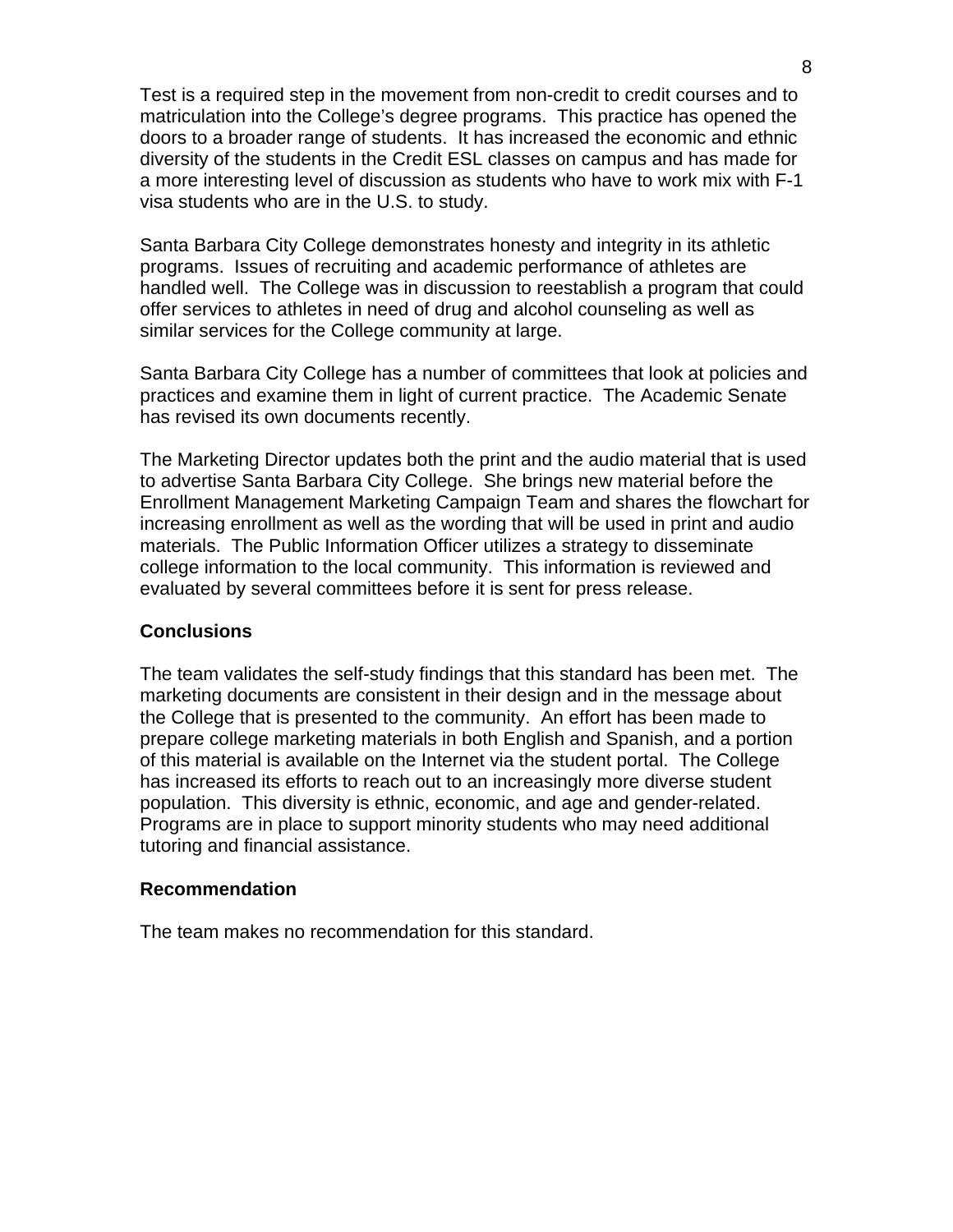Test is a required step in the movement from non-credit to credit courses and to matriculation into the College's degree programs. This practice has opened the doors to a broader range of students. It has increased the economic and ethnic diversity of the students in the Credit ESL classes on campus and has made for a more interesting level of discussion as students who have to work mix with F-1 visa students who are in the U.S. to study.

Santa Barbara City College demonstrates honesty and integrity in its athletic programs. Issues of recruiting and academic performance of athletes are handled well. The College was in discussion to reestablish a program that could offer services to athletes in need of drug and alcohol counseling as well as similar services for the College community at large.

Santa Barbara City College has a number of committees that look at policies and practices and examine them in light of current practice. The Academic Senate has revised its own documents recently.

The Marketing Director updates both the print and the audio material that is used to advertise Santa Barbara City College. She brings new material before the Enrollment Management Marketing Campaign Team and shares the flowchart for increasing enrollment as well as the wording that will be used in print and audio materials. The Public Information Officer utilizes a strategy to disseminate college information to the local community. This information is reviewed and evaluated by several committees before it is sent for press release.

**Conclusions**

The team validates the self-study findings that this standard has been met. The marketing documents are consistent in their design and in the message about the College that is presented to the community. An effort has been made to prepare college marketing materials in both English and Spanish, and a portion of this material is available on the Internet via the student portal. The College has increased its efforts to reach out to an increasingly more diverse student population. This diversity is ethnic, economic, and age and gender-related. Programs are in place to support minority students who may need additional tutoring and financial assistance.

**Recommendation**

The team makes no recommendation for this standard.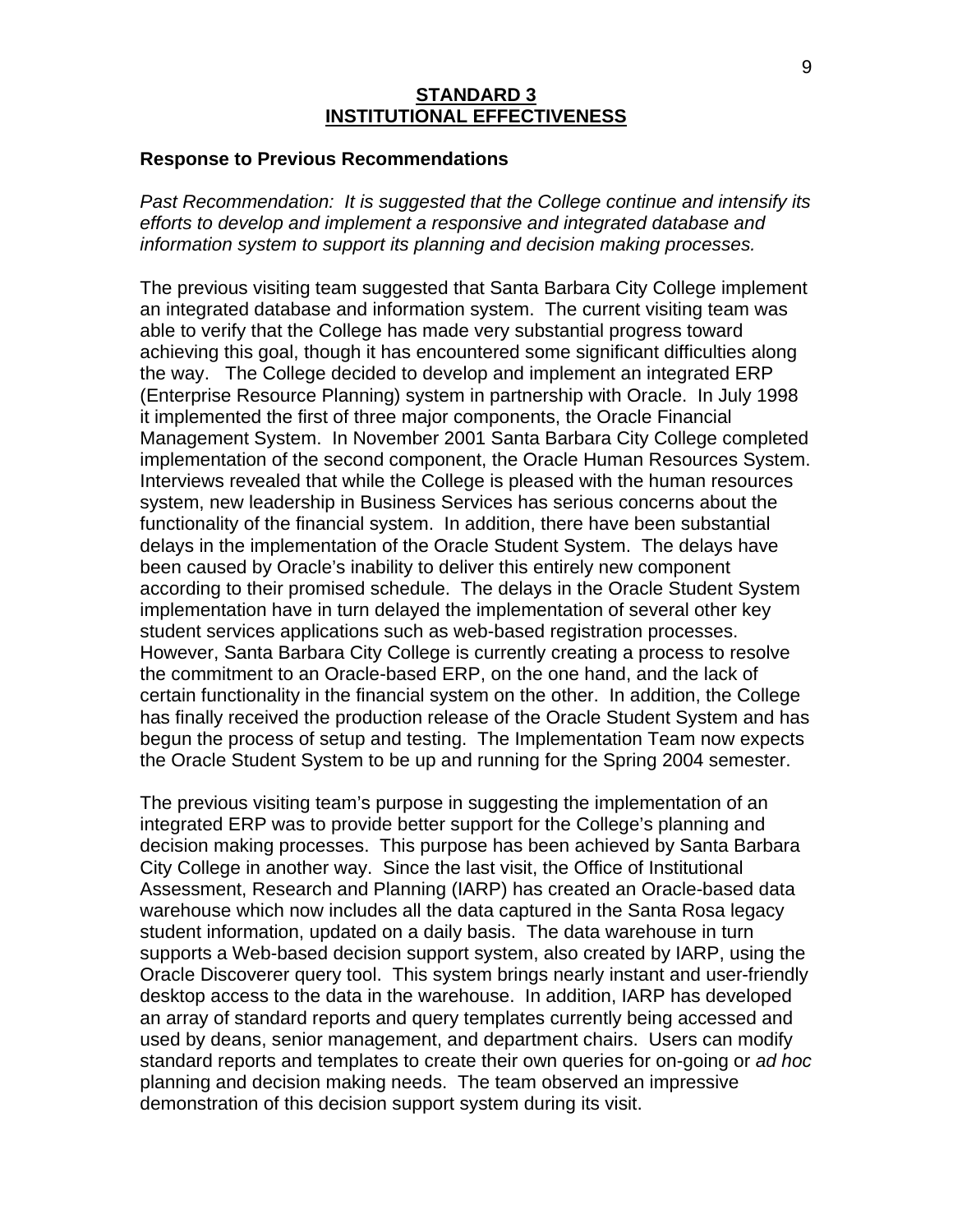# STANDARD 3
# INSTITUTIONAL EFFECTIVENESS

**Response to Previous Recommendations**

*Past Recommendation: It is suggested that the College continue and intensify its efforts to develop and implement a responsive and integrated database and information system to support its planning and decision making processes.*

The previous visiting team suggested that Santa Barbara City College implement an integrated database and information system. The current visiting team was able to verify that the College has made very substantial progress toward achieving this goal, though it has encountered some significant difficulties along the way. The College decided to develop and implement an integrated ERP (Enterprise Resource Planning) system in partnership with Oracle. In July 1998 it implemented the first of three major components, the Oracle Financial Management System. In November 2001 Santa Barbara City College completed implementation of the second component, the Oracle Human Resources System. Interviews revealed that while the College is pleased with the human resources system, new leadership in Business Services has serious concerns about the functionality of the financial system. In addition, there have been substantial delays in the implementation of the Oracle Student System. The delays have been caused by Oracle's inability to deliver this entirely new component according to their promised schedule. The delays in the Oracle Student System implementation have in turn delayed the implementation of several other key student services applications such as web-based registration processes. However, Santa Barbara City College is currently creating a process to resolve the commitment to an Oracle-based ERP, on the one hand, and the lack of certain functionality in the financial system on the other. In addition, the College has finally received the production release of the Oracle Student System and has begun the process of setup and testing. The Implementation Team now expects the Oracle Student System to be up and running for the Spring 2004 semester.

The previous visiting team's purpose in suggesting the implementation of an integrated ERP was to provide better support for the College's planning and decision making processes. This purpose has been achieved by Santa Barbara City College in another way. Since the last visit, the Office of Institutional Assessment, Research and Planning (IARP) has created an Oracle-based data warehouse which now includes all the data captured in the Santa Rosa legacy student information, updated on a daily basis. The data warehouse in turn supports a Web-based decision support system, also created by IARP, using the Oracle Discoverer query tool. This system brings nearly instant and user-friendly desktop access to the data in the warehouse. In addition, IARP has developed an array of standard reports and query templates currently being accessed and used by deans, senior management, and department chairs. Users can modify standard reports and templates to create their own queries for on-going or *ad hoc* planning and decision making needs. The team observed an impressive demonstration of this decision support system during its visit.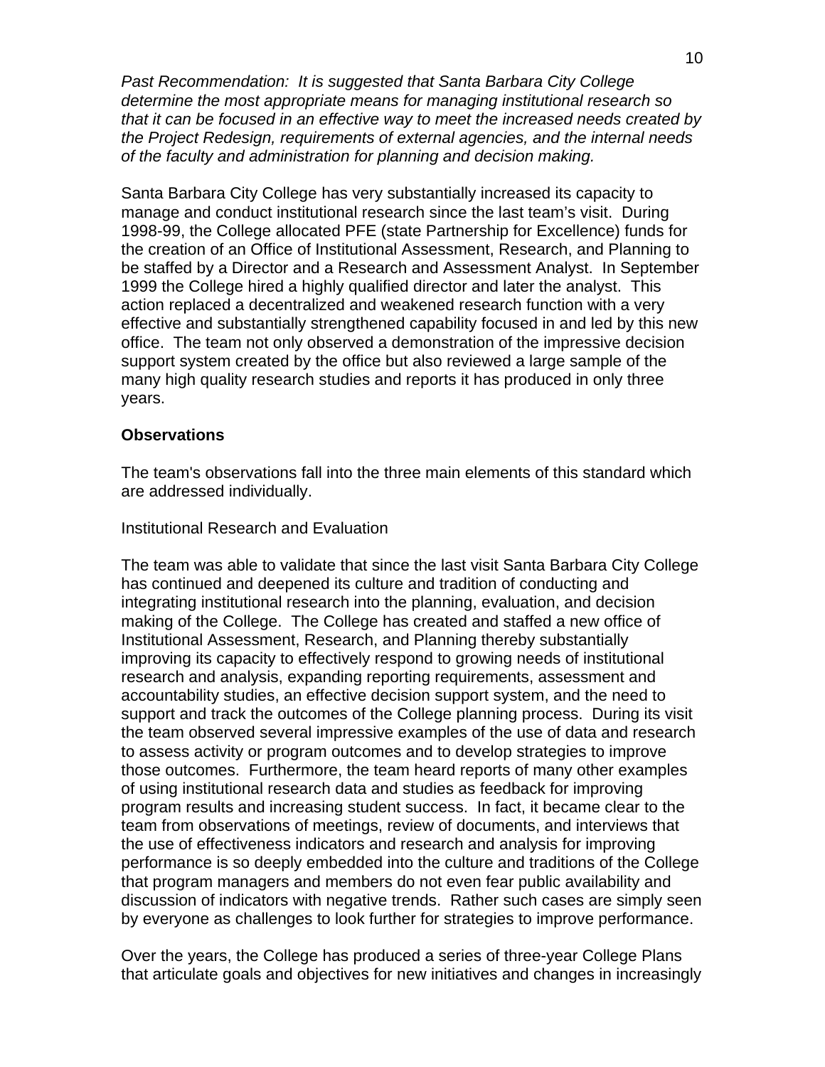*Past Recommendation: It is suggested that Santa Barbara City College determine the most appropriate means for managing institutional research so that it can be focused in an effective way to meet the increased needs created by the Project Redesign, requirements of external agencies, and the internal needs of the faculty and administration for planning and decision making.*

Santa Barbara City College has very substantially increased its capacity to manage and conduct institutional research since the last team's visit. During 1998-99, the College allocated PFE (state Partnership for Excellence) funds for the creation of an Office of Institutional Assessment, Research, and Planning to be staffed by a Director and a Research and Assessment Analyst. In September 1999 the College hired a highly qualified director and later the analyst. This action replaced a decentralized and weakened research function with a very effective and substantially strengthened capability focused in and led by this new office. The team not only observed a demonstration of the impressive decision support system created by the office but also reviewed a large sample of the many high quality research studies and reports it has produced in only three years.

**Observations**

The team's observations fall into the three main elements of this standard which are addressed individually.

Institutional Research and Evaluation

The team was able to validate that since the last visit Santa Barbara City College has continued and deepened its culture and tradition of conducting and integrating institutional research into the planning, evaluation, and decision making of the College. The College has created and staffed a new office of Institutional Assessment, Research, and Planning thereby substantially improving its capacity to effectively respond to growing needs of institutional research and analysis, expanding reporting requirements, assessment and accountability studies, an effective decision support system, and the need to support and track the outcomes of the College planning process. During its visit the team observed several impressive examples of the use of data and research to assess activity or program outcomes and to develop strategies to improve those outcomes. Furthermore, the team heard reports of many other examples of using institutional research data and studies as feedback for improving program results and increasing student success. In fact, it became clear to the team from observations of meetings, review of documents, and interviews that the use of effectiveness indicators and research and analysis for improving performance is so deeply embedded into the culture and traditions of the College that program managers and members do not even fear public availability and discussion of indicators with negative trends. Rather such cases are simply seen by everyone as challenges to look further for strategies to improve performance.

Over the years, the College has produced a series of three-year College Plans that articulate goals and objectives for new initiatives and changes in increasingly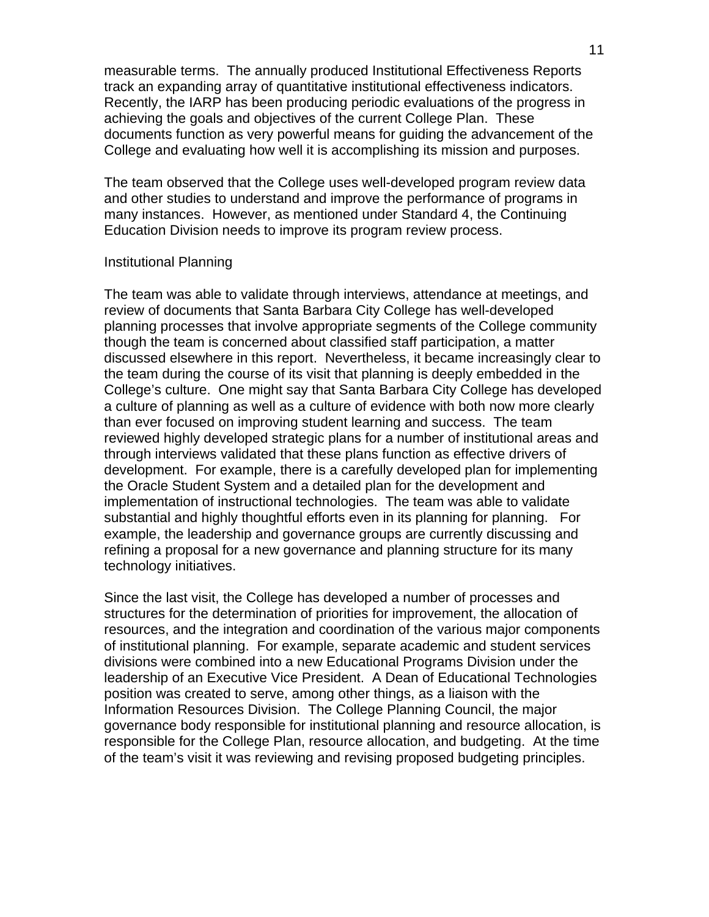measurable terms. The annually produced Institutional Effectiveness Reports track an expanding array of quantitative institutional effectiveness indicators. Recently, the IARP has been producing periodic evaluations of the progress in achieving the goals and objectives of the current College Plan. These documents function as very powerful means for guiding the advancement of the College and evaluating how well it is accomplishing its mission and purposes.

The team observed that the College uses well-developed program review data and other studies to understand and improve the performance of programs in many instances. However, as mentioned under Standard 4, the Continuing Education Division needs to improve its program review process.

Institutional Planning

The team was able to validate through interviews, attendance at meetings, and review of documents that Santa Barbara City College has well-developed planning processes that involve appropriate segments of the College community though the team is concerned about classified staff participation, a matter discussed elsewhere in this report. Nevertheless, it became increasingly clear to the team during the course of its visit that planning is deeply embedded in the College's culture. One might say that Santa Barbara City College has developed a culture of planning as well as a culture of evidence with both now more clearly than ever focused on improving student learning and success. The team reviewed highly developed strategic plans for a number of institutional areas and through interviews validated that these plans function as effective drivers of development. For example, there is a carefully developed plan for implementing the Oracle Student System and a detailed plan for the development and implementation of instructional technologies. The team was able to validate substantial and highly thoughtful efforts even in its planning for planning. For example, the leadership and governance groups are currently discussing and refining a proposal for a new governance and planning structure for its many technology initiatives.

Since the last visit, the College has developed a number of processes and structures for the determination of priorities for improvement, the allocation of resources, and the integration and coordination of the various major components of institutional planning. For example, separate academic and student services divisions were combined into a new Educational Programs Division under the leadership of an Executive Vice President. A Dean of Educational Technologies position was created to serve, among other things, as a liaison with the Information Resources Division. The College Planning Council, the major governance body responsible for institutional planning and resource allocation, is responsible for the College Plan, resource allocation, and budgeting. At the time of the team's visit it was reviewing and revising proposed budgeting principles.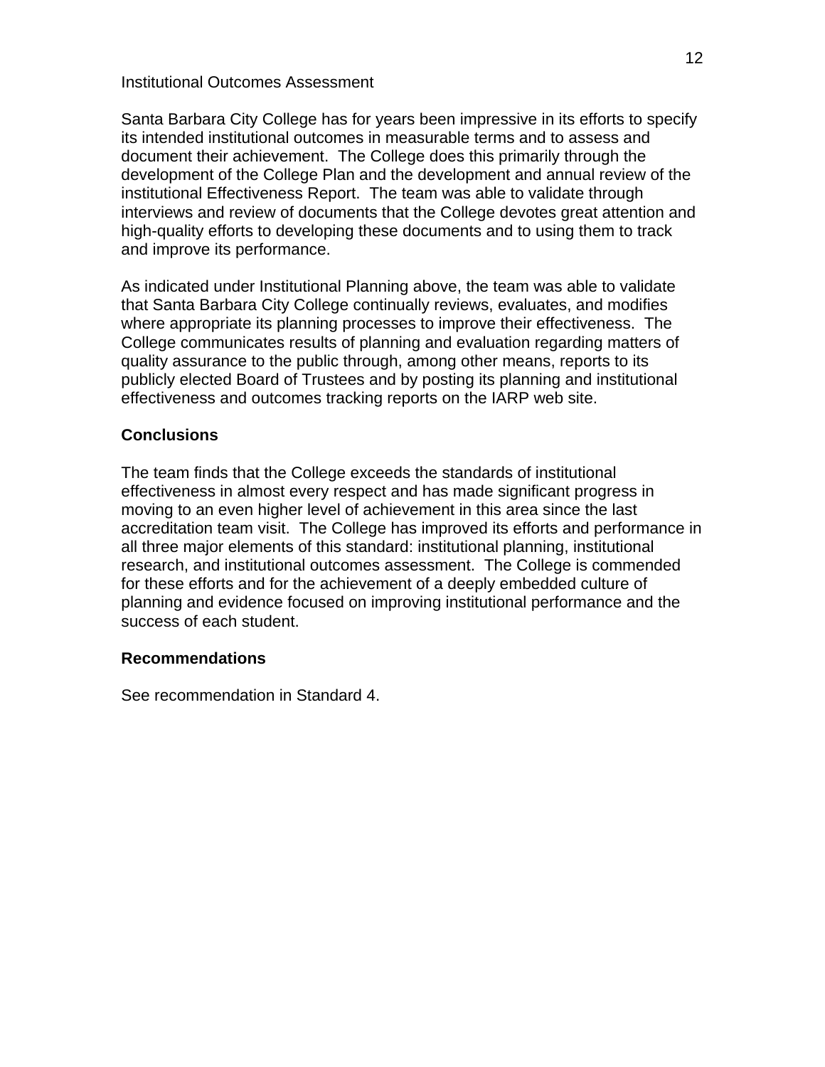Institutional Outcomes Assessment

Santa Barbara City College has for years been impressive in its efforts to specify its intended institutional outcomes in measurable terms and to assess and document their achievement.  The College does this primarily through the development of the College Plan and the development and annual review of the institutional Effectiveness Report.  The team was able to validate through interviews and review of documents that the College devotes great attention and high-quality efforts to developing these documents and to using them to track and improve its performance.

As indicated under Institutional Planning above, the team was able to validate that Santa Barbara City College continually reviews, evaluates, and modifies where appropriate its planning processes to improve their effectiveness.  The College communicates results of planning and evaluation regarding matters of quality assurance to the public through, among other means, reports to its publicly elected Board of Trustees and by posting its planning and institutional effectiveness and outcomes tracking reports on the IARP web site.

**Conclusions**

The team finds that the College exceeds the standards of institutional effectiveness in almost every respect and has made significant progress in moving to an even higher level of achievement in this area since the last accreditation team visit.  The College has improved its efforts and performance in all three major elements of this standard: institutional planning, institutional research, and institutional outcomes assessment.  The College is commended for these efforts and for the achievement of a deeply embedded culture of planning and evidence focused on improving institutional performance and the success of each student.

**Recommendations**

See recommendation in Standard 4.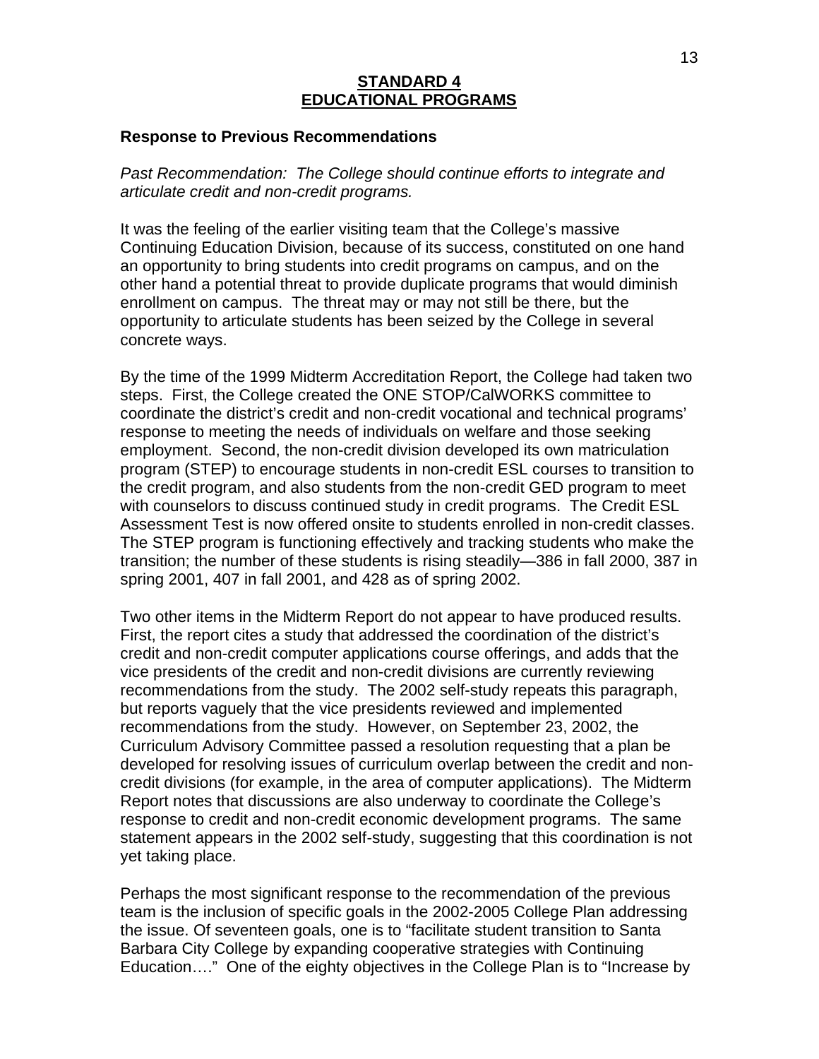# STANDARD 4
# EDUCATIONAL PROGRAMS

### Response to Previous Recommendations

*Past Recommendation: The College should continue efforts to integrate and articulate credit and non-credit programs.*

It was the feeling of the earlier visiting team that the College's massive Continuing Education Division, because of its success, constituted on one hand an opportunity to bring students into credit programs on campus, and on the other hand a potential threat to provide duplicate programs that would diminish enrollment on campus. The threat may or may not still be there, but the opportunity to articulate students has been seized by the College in several concrete ways.

By the time of the 1999 Midterm Accreditation Report, the College had taken two steps. First, the College created the ONE STOP/CalWORKS committee to coordinate the district's credit and non-credit vocational and technical programs' response to meeting the needs of individuals on welfare and those seeking employment. Second, the non-credit division developed its own matriculation program (STEP) to encourage students in non-credit ESL courses to transition to the credit program, and also students from the non-credit GED program to meet with counselors to discuss continued study in credit programs. The Credit ESL Assessment Test is now offered onsite to students enrolled in non-credit classes. The STEP program is functioning effectively and tracking students who make the transition; the number of these students is rising steadily—386 in fall 2000, 387 in spring 2001, 407 in fall 2001, and 428 as of spring 2002.

Two other items in the Midterm Report do not appear to have produced results. First, the report cites a study that addressed the coordination of the district's credit and non-credit computer applications course offerings, and adds that the vice presidents of the credit and non-credit divisions are currently reviewing recommendations from the study. The 2002 self-study repeats this paragraph, but reports vaguely that the vice presidents reviewed and implemented recommendations from the study. However, on September 23, 2002, the Curriculum Advisory Committee passed a resolution requesting that a plan be developed for resolving issues of curriculum overlap between the credit and non-credit divisions (for example, in the area of computer applications). The Midterm Report notes that discussions are also underway to coordinate the College's response to credit and non-credit economic development programs. The same statement appears in the 2002 self-study, suggesting that this coordination is not yet taking place.

Perhaps the most significant response to the recommendation of the previous team is the inclusion of specific goals in the 2002-2005 College Plan addressing the issue. Of seventeen goals, one is to "facilitate student transition to Santa Barbara City College by expanding cooperative strategies with Continuing Education…." One of the eighty objectives in the College Plan is to "Increase by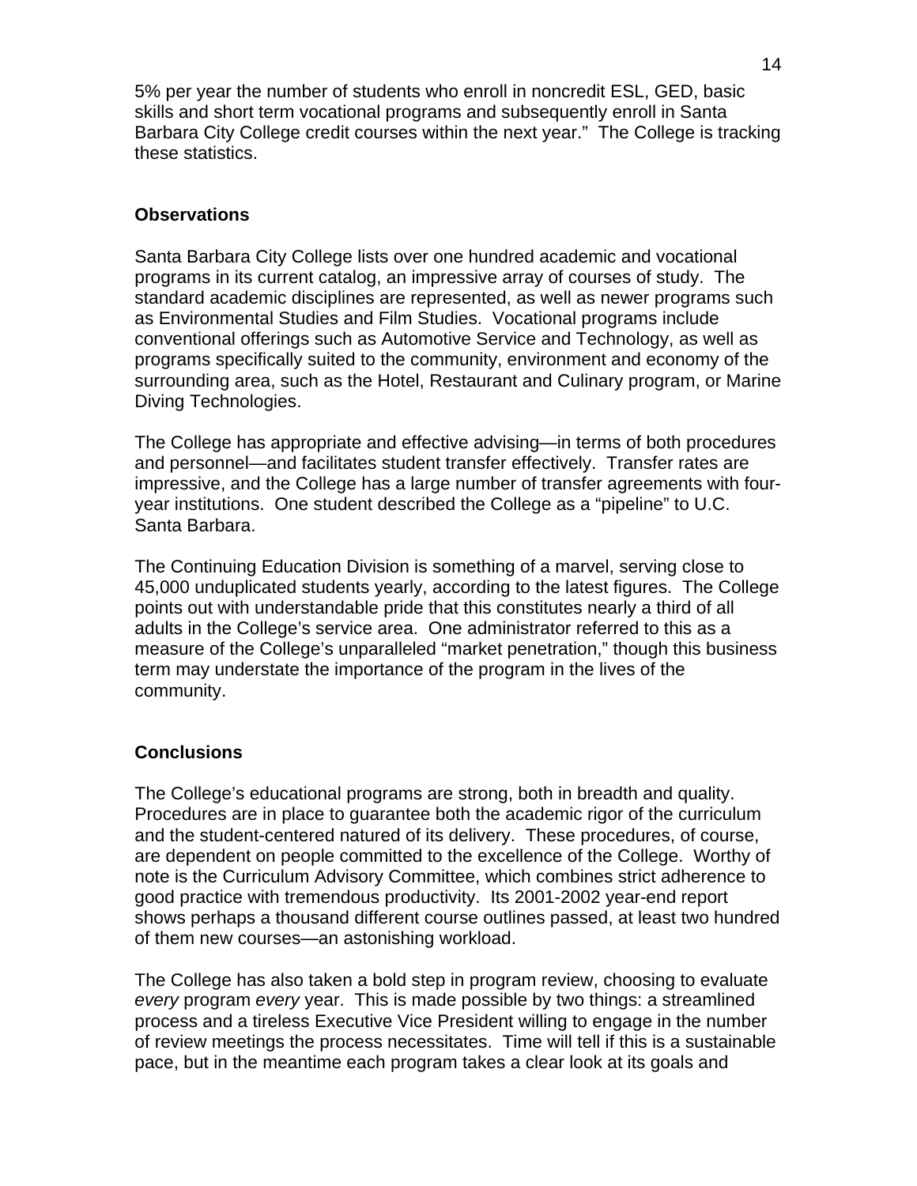5% per year the number of students who enroll in noncredit ESL, GED, basic skills and short term vocational programs and subsequently enroll in Santa Barbara City College credit courses within the next year." The College is tracking these statistics.

### Observations

Santa Barbara City College lists over one hundred academic and vocational programs in its current catalog, an impressive array of courses of study. The standard academic disciplines are represented, as well as newer programs such as Environmental Studies and Film Studies. Vocational programs include conventional offerings such as Automotive Service and Technology, as well as programs specifically suited to the community, environment and economy of the surrounding area, such as the Hotel, Restaurant and Culinary program, or Marine Diving Technologies.

The College has appropriate and effective advising—in terms of both procedures and personnel—and facilitates student transfer effectively. Transfer rates are impressive, and the College has a large number of transfer agreements with four-year institutions. One student described the College as a "pipeline" to U.C. Santa Barbara.

The Continuing Education Division is something of a marvel, serving close to 45,000 unduplicated students yearly, according to the latest figures. The College points out with understandable pride that this constitutes nearly a third of all adults in the College's service area. One administrator referred to this as a measure of the College's unparalleled "market penetration," though this business term may understate the importance of the program in the lives of the community.

### Conclusions

The College's educational programs are strong, both in breadth and quality. Procedures are in place to guarantee both the academic rigor of the curriculum and the student-centered natured of its delivery. These procedures, of course, are dependent on people committed to the excellence of the College. Worthy of note is the Curriculum Advisory Committee, which combines strict adherence to good practice with tremendous productivity. Its 2001-2002 year-end report shows perhaps a thousand different course outlines passed, at least two hundred of them new courses—an astonishing workload.

The College has also taken a bold step in program review, choosing to evaluate *every* program *every* year. This is made possible by two things: a streamlined process and a tireless Executive Vice President willing to engage in the number of review meetings the process necessitates. Time will tell if this is a sustainable pace, but in the meantime each program takes a clear look at its goals and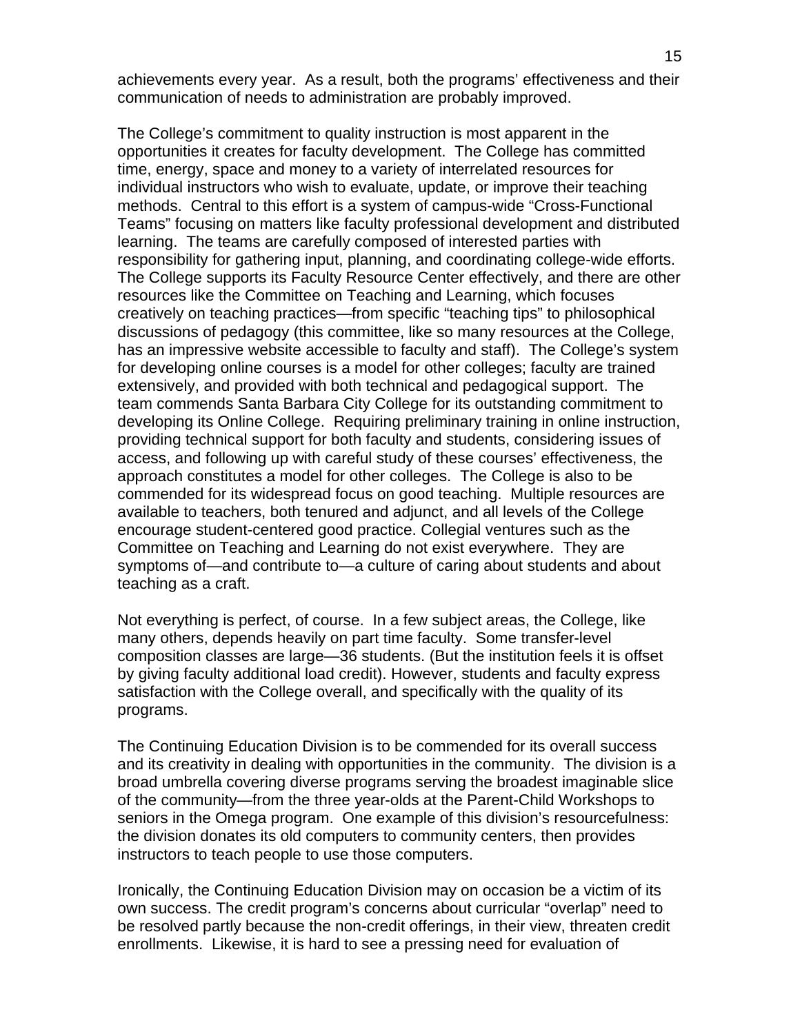achievements every year. As a result, both the programs' effectiveness and their communication of needs to administration are probably improved.

The College's commitment to quality instruction is most apparent in the opportunities it creates for faculty development. The College has committed time, energy, space and money to a variety of interrelated resources for individual instructors who wish to evaluate, update, or improve their teaching methods. Central to this effort is a system of campus-wide "Cross-Functional Teams" focusing on matters like faculty professional development and distributed learning. The teams are carefully composed of interested parties with responsibility for gathering input, planning, and coordinating college-wide efforts. The College supports its Faculty Resource Center effectively, and there are other resources like the Committee on Teaching and Learning, which focuses creatively on teaching practices—from specific "teaching tips" to philosophical discussions of pedagogy (this committee, like so many resources at the College, has an impressive website accessible to faculty and staff). The College's system for developing online courses is a model for other colleges; faculty are trained extensively, and provided with both technical and pedagogical support. The team commends Santa Barbara City College for its outstanding commitment to developing its Online College. Requiring preliminary training in online instruction, providing technical support for both faculty and students, considering issues of access, and following up with careful study of these courses' effectiveness, the approach constitutes a model for other colleges. The College is also to be commended for its widespread focus on good teaching. Multiple resources are available to teachers, both tenured and adjunct, and all levels of the College encourage student-centered good practice. Collegial ventures such as the Committee on Teaching and Learning do not exist everywhere. They are symptoms of—and contribute to—a culture of caring about students and about teaching as a craft.

Not everything is perfect, of course. In a few subject areas, the College, like many others, depends heavily on part time faculty. Some transfer-level composition classes are large—36 students. (But the institution feels it is offset by giving faculty additional load credit). However, students and faculty express satisfaction with the College overall, and specifically with the quality of its programs.

The Continuing Education Division is to be commended for its overall success and its creativity in dealing with opportunities in the community. The division is a broad umbrella covering diverse programs serving the broadest imaginable slice of the community—from the three year-olds at the Parent-Child Workshops to seniors in the Omega program. One example of this division's resourcefulness: the division donates its old computers to community centers, then provides instructors to teach people to use those computers.

Ironically, the Continuing Education Division may on occasion be a victim of its own success. The credit program's concerns about curricular "overlap" need to be resolved partly because the non-credit offerings, in their view, threaten credit enrollments. Likewise, it is hard to see a pressing need for evaluation of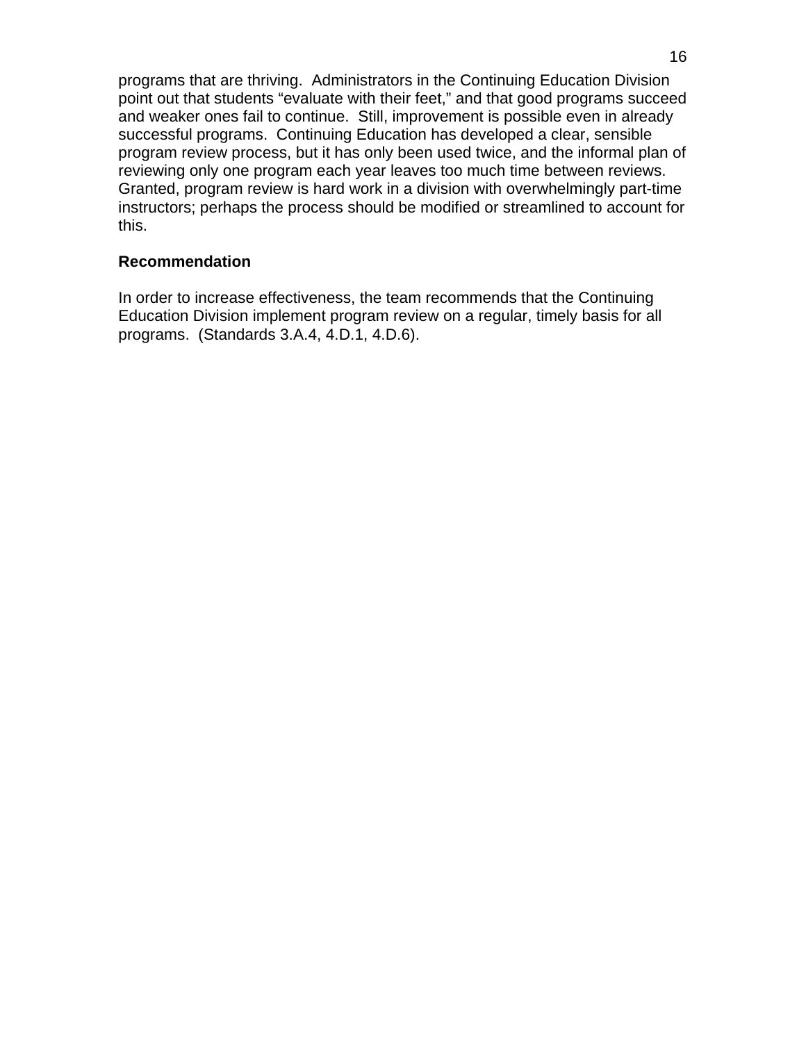programs that are thriving. Administrators in the Continuing Education Division point out that students "evaluate with their feet," and that good programs succeed and weaker ones fail to continue. Still, improvement is possible even in already successful programs. Continuing Education has developed a clear, sensible program review process, but it has only been used twice, and the informal plan of reviewing only one program each year leaves too much time between reviews. Granted, program review is hard work in a division with overwhelmingly part-time instructors; perhaps the process should be modified or streamlined to account for this.

**Recommendation**

In order to increase effectiveness, the team recommends that the Continuing Education Division implement program review on a regular, timely basis for all programs. (Standards 3.A.4, 4.D.1, 4.D.6).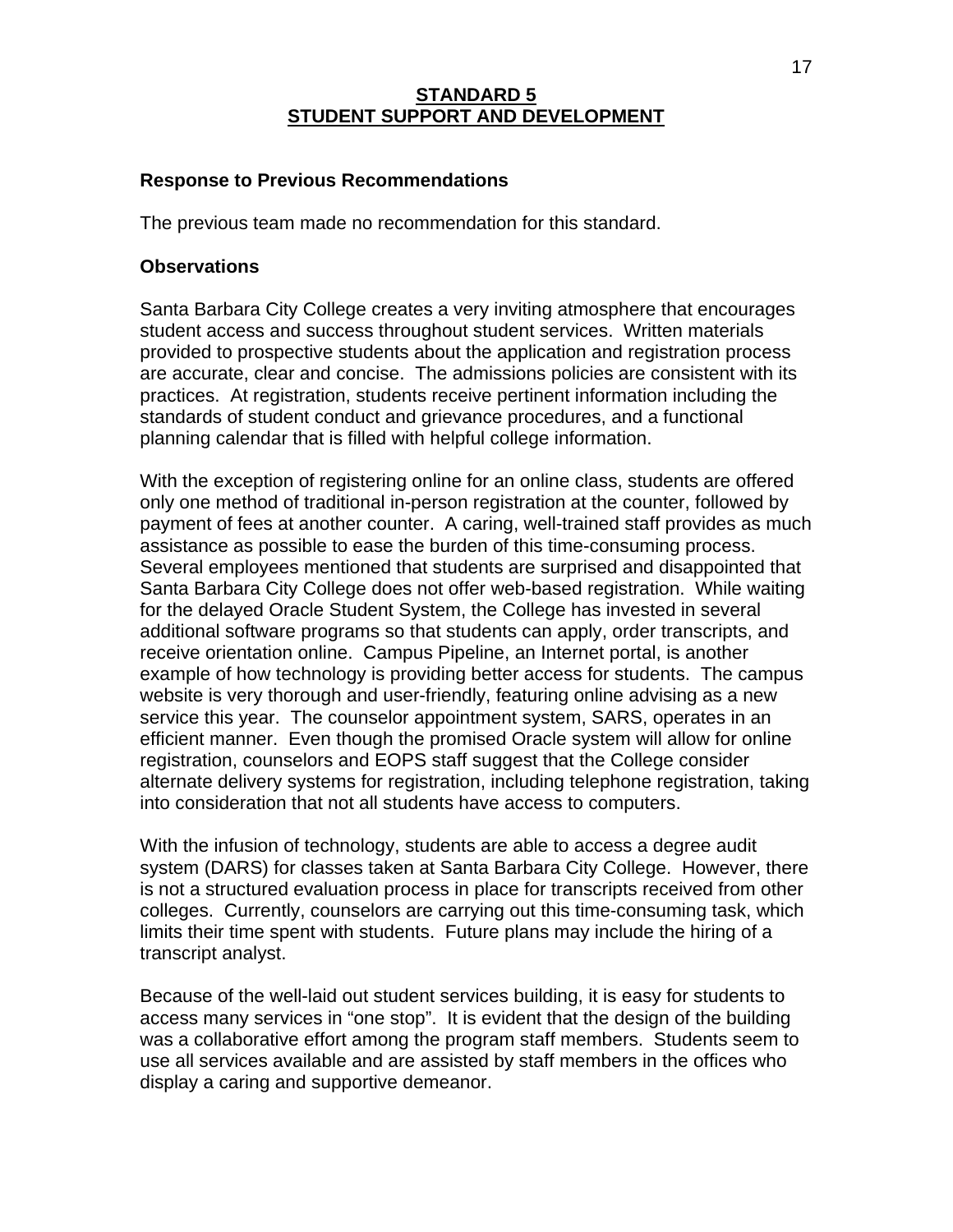## STANDARD 5
## STUDENT SUPPORT AND DEVELOPMENT

**Response to Previous Recommendations**

The previous team made no recommendation for this standard.

**Observations**

Santa Barbara City College creates a very inviting atmosphere that encourages student access and success throughout student services. Written materials provided to prospective students about the application and registration process are accurate, clear and concise. The admissions policies are consistent with its practices. At registration, students receive pertinent information including the standards of student conduct and grievance procedures, and a functional planning calendar that is filled with helpful college information.

With the exception of registering online for an online class, students are offered only one method of traditional in-person registration at the counter, followed by payment of fees at another counter. A caring, well-trained staff provides as much assistance as possible to ease the burden of this time-consuming process. Several employees mentioned that students are surprised and disappointed that Santa Barbara City College does not offer web-based registration. While waiting for the delayed Oracle Student System, the College has invested in several additional software programs so that students can apply, order transcripts, and receive orientation online. Campus Pipeline, an Internet portal, is another example of how technology is providing better access for students. The campus website is very thorough and user-friendly, featuring online advising as a new service this year. The counselor appointment system, SARS, operates in an efficient manner. Even though the promised Oracle system will allow for online registration, counselors and EOPS staff suggest that the College consider alternate delivery systems for registration, including telephone registration, taking into consideration that not all students have access to computers.

With the infusion of technology, students are able to access a degree audit system (DARS) for classes taken at Santa Barbara City College. However, there is not a structured evaluation process in place for transcripts received from other colleges. Currently, counselors are carrying out this time-consuming task, which limits their time spent with students. Future plans may include the hiring of a transcript analyst.

Because of the well-laid out student services building, it is easy for students to access many services in "one stop". It is evident that the design of the building was a collaborative effort among the program staff members. Students seem to use all services available and are assisted by staff members in the offices who display a caring and supportive demeanor.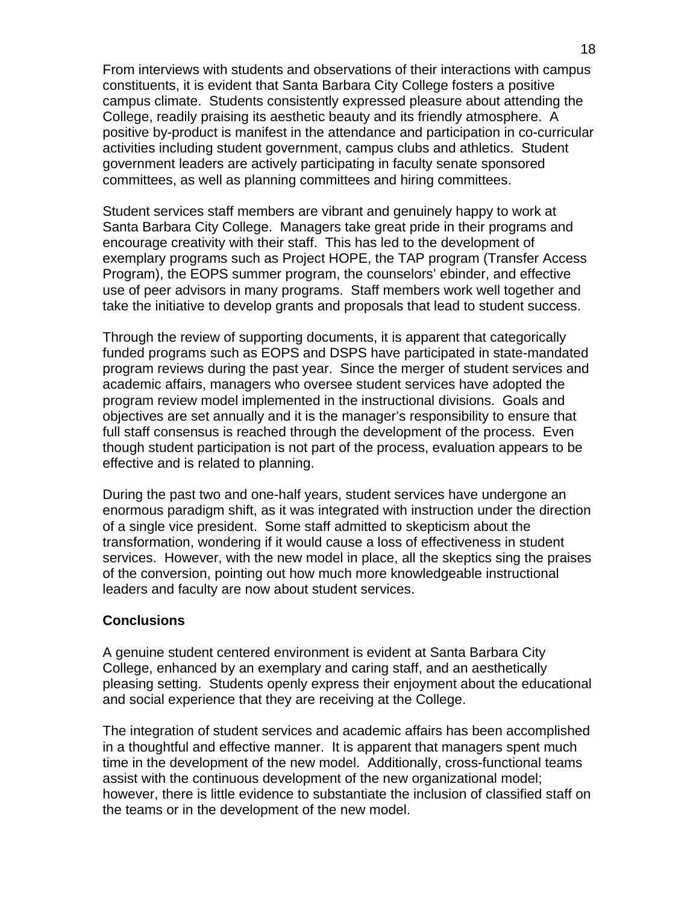From interviews with students and observations of their interactions with campus constituents, it is evident that Santa Barbara City College fosters a positive campus climate. Students consistently expressed pleasure about attending the College, readily praising its aesthetic beauty and its friendly atmosphere. A positive by-product is manifest in the attendance and participation in co-curricular activities including student government, campus clubs and athletics. Student government leaders are actively participating in faculty senate sponsored committees, as well as planning committees and hiring committees.

Student services staff members are vibrant and genuinely happy to work at Santa Barbara City College. Managers take great pride in their programs and encourage creativity with their staff. This has led to the development of exemplary programs such as Project HOPE, the TAP program (Transfer Access Program), the EOPS summer program, the counselors' ebinder, and effective use of peer advisors in many programs. Staff members work well together and take the initiative to develop grants and proposals that lead to student success.

Through the review of supporting documents, it is apparent that categorically funded programs such as EOPS and DSPS have participated in state-mandated program reviews during the past year. Since the merger of student services and academic affairs, managers who oversee student services have adopted the program review model implemented in the instructional divisions. Goals and objectives are set annually and it is the manager's responsibility to ensure that full staff consensus is reached through the development of the process. Even though student participation is not part of the process, evaluation appears to be effective and is related to planning.

During the past two and one-half years, student services have undergone an enormous paradigm shift, as it was integrated with instruction under the direction of a single vice president. Some staff admitted to skepticism about the transformation, wondering if it would cause a loss of effectiveness in student services. However, with the new model in place, all the skeptics sing the praises of the conversion, pointing out how much more knowledgeable instructional leaders and faculty are now about student services.

**Conclusions**

A genuine student centered environment is evident at Santa Barbara City College, enhanced by an exemplary and caring staff, and an aesthetically pleasing setting. Students openly express their enjoyment about the educational and social experience that they are receiving at the College.

The integration of student services and academic affairs has been accomplished in a thoughtful and effective manner. It is apparent that managers spent much time in the development of the new model. Additionally, cross-functional teams assist with the continuous development of the new organizational model; however, there is little evidence to substantiate the inclusion of classified staff on the teams or in the development of the new model.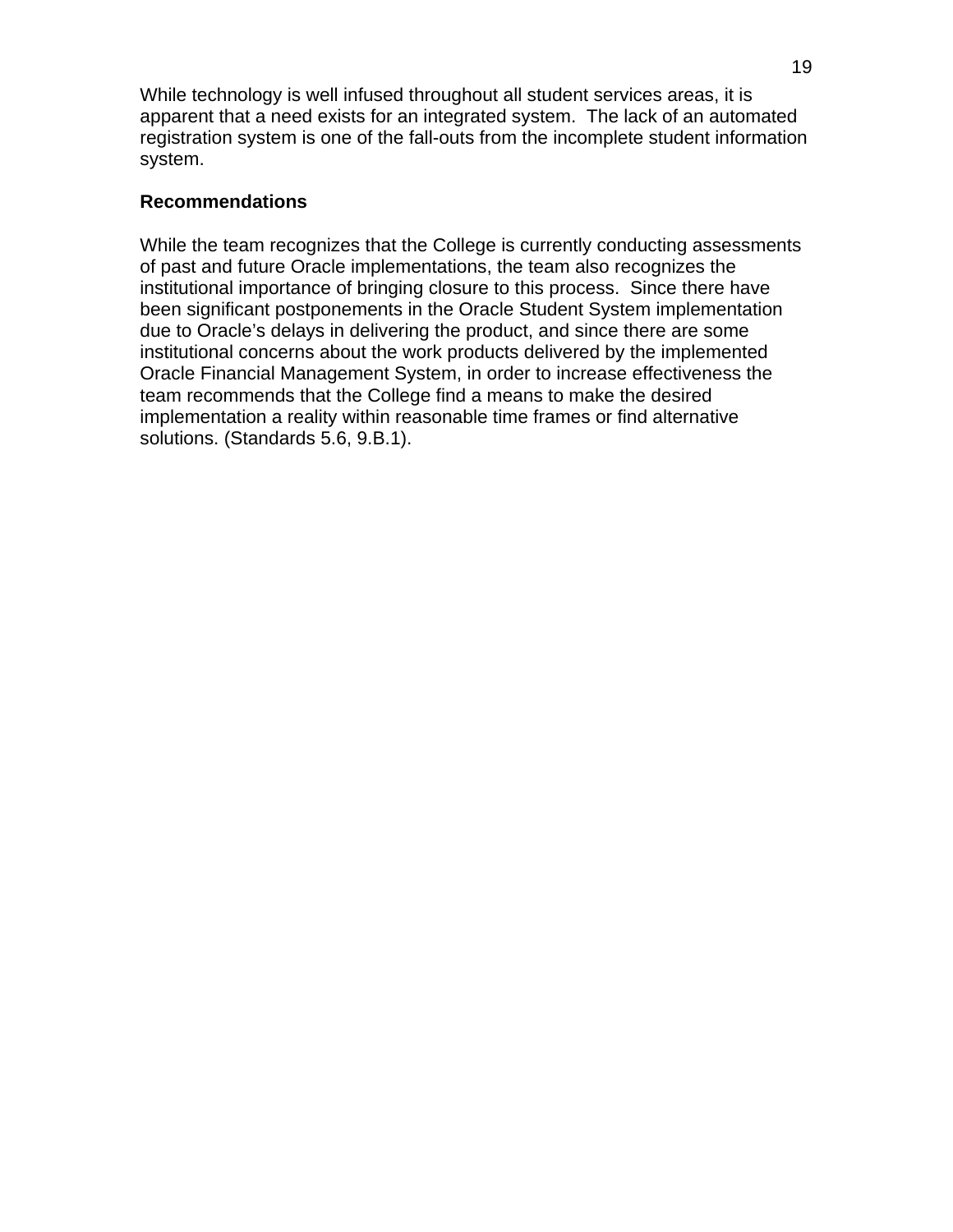While technology is well infused throughout all student services areas, it is apparent that a need exists for an integrated system. The lack of an automated registration system is one of the fall-outs from the incomplete student information system.

**Recommendations**

While the team recognizes that the College is currently conducting assessments of past and future Oracle implementations, the team also recognizes the institutional importance of bringing closure to this process. Since there have been significant postponements in the Oracle Student System implementation due to Oracle's delays in delivering the product, and since there are some institutional concerns about the work products delivered by the implemented Oracle Financial Management System, in order to increase effectiveness the team recommends that the College find a means to make the desired implementation a reality within reasonable time frames or find alternative solutions. (Standards 5.6, 9.B.1).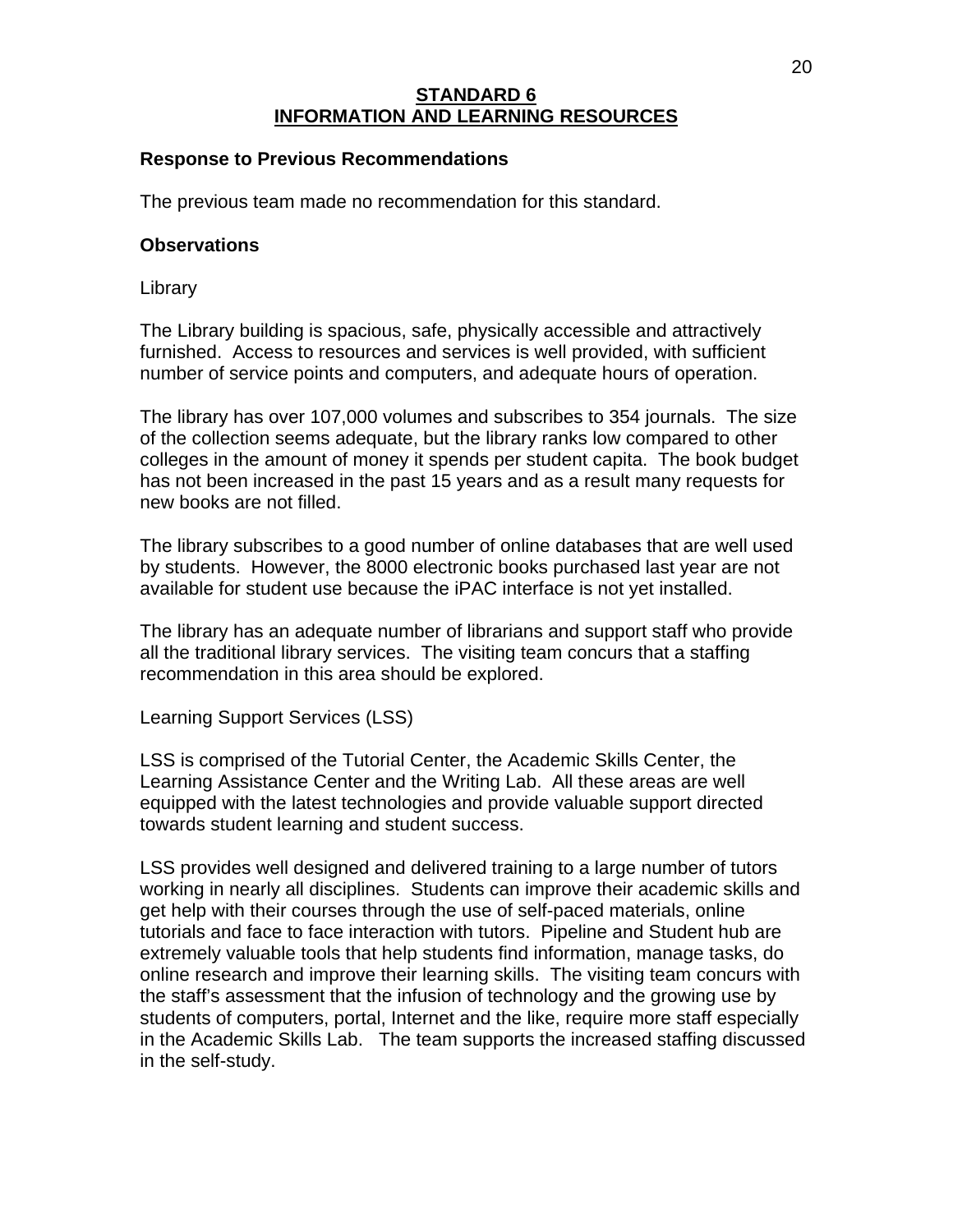## STANDARD 6
## INFORMATION AND LEARNING RESOURCES

**Response to Previous Recommendations**

The previous team made no recommendation for this standard.

**Observations**

Library

The Library building is spacious, safe, physically accessible and attractively furnished. Access to resources and services is well provided, with sufficient number of service points and computers, and adequate hours of operation.

The library has over 107,000 volumes and subscribes to 354 journals. The size of the collection seems adequate, but the library ranks low compared to other colleges in the amount of money it spends per student capita. The book budget has not been increased in the past 15 years and as a result many requests for new books are not filled.

The library subscribes to a good number of online databases that are well used by students. However, the 8000 electronic books purchased last year are not available for student use because the iPAC interface is not yet installed.

The library has an adequate number of librarians and support staff who provide all the traditional library services. The visiting team concurs that a staffing recommendation in this area should be explored.

Learning Support Services (LSS)

LSS is comprised of the Tutorial Center, the Academic Skills Center, the Learning Assistance Center and the Writing Lab. All these areas are well equipped with the latest technologies and provide valuable support directed towards student learning and student success.

LSS provides well designed and delivered training to a large number of tutors working in nearly all disciplines. Students can improve their academic skills and get help with their courses through the use of self-paced materials, online tutorials and face to face interaction with tutors. Pipeline and Student hub are extremely valuable tools that help students find information, manage tasks, do online research and improve their learning skills. The visiting team concurs with the staff's assessment that the infusion of technology and the growing use by students of computers, portal, Internet and the like, require more staff especially in the Academic Skills Lab. The team supports the increased staffing discussed in the self-study.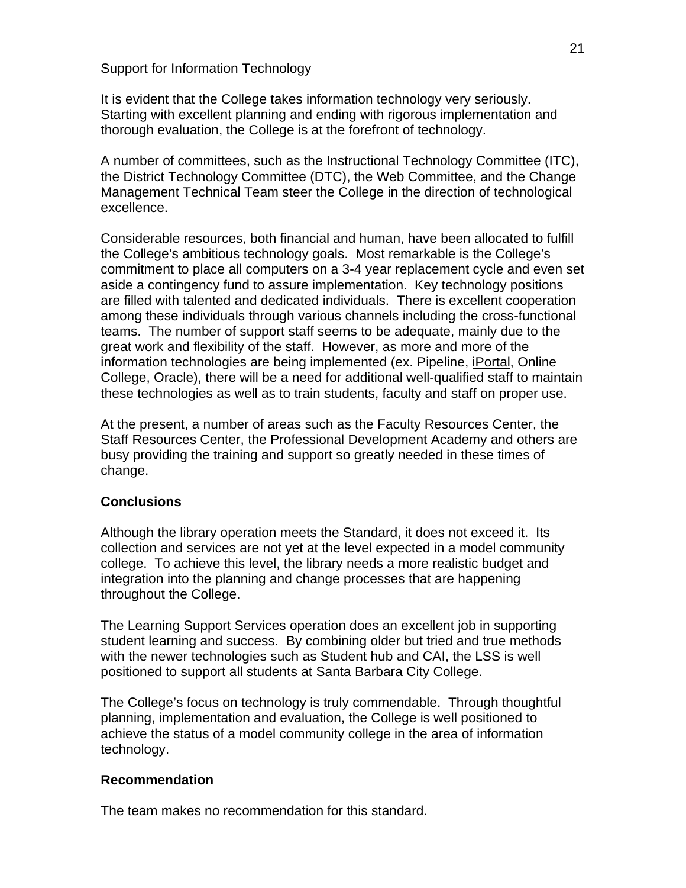Support for Information Technology

It is evident that the College takes information technology very seriously. Starting with excellent planning and ending with rigorous implementation and thorough evaluation, the College is at the forefront of technology.

A number of committees, such as the Instructional Technology Committee (ITC), the District Technology Committee (DTC), the Web Committee, and the Change Management Technical Team steer the College in the direction of technological excellence.

Considerable resources, both financial and human, have been allocated to fulfill the College's ambitious technology goals. Most remarkable is the College's commitment to place all computers on a 3-4 year replacement cycle and even set aside a contingency fund to assure implementation. Key technology positions are filled with talented and dedicated individuals. There is excellent cooperation among these individuals through various channels including the cross-functional teams. The number of support staff seems to be adequate, mainly due to the great work and flexibility of the staff. However, as more and more of the information technologies are being implemented (ex. Pipeline, iPortal, Online College, Oracle), there will be a need for additional well-qualified staff to maintain these technologies as well as to train students, faculty and staff on proper use.

At the present, a number of areas such as the Faculty Resources Center, the Staff Resources Center, the Professional Development Academy and others are busy providing the training and support so greatly needed in these times of change.

**Conclusions**

Although the library operation meets the Standard, it does not exceed it. Its collection and services are not yet at the level expected in a model community college. To achieve this level, the library needs a more realistic budget and integration into the planning and change processes that are happening throughout the College.

The Learning Support Services operation does an excellent job in supporting student learning and success. By combining older but tried and true methods with the newer technologies such as Student hub and CAI, the LSS is well positioned to support all students at Santa Barbara City College.

The College's focus on technology is truly commendable. Through thoughtful planning, implementation and evaluation, the College is well positioned to achieve the status of a model community college in the area of information technology.

**Recommendation**

The team makes no recommendation for this standard.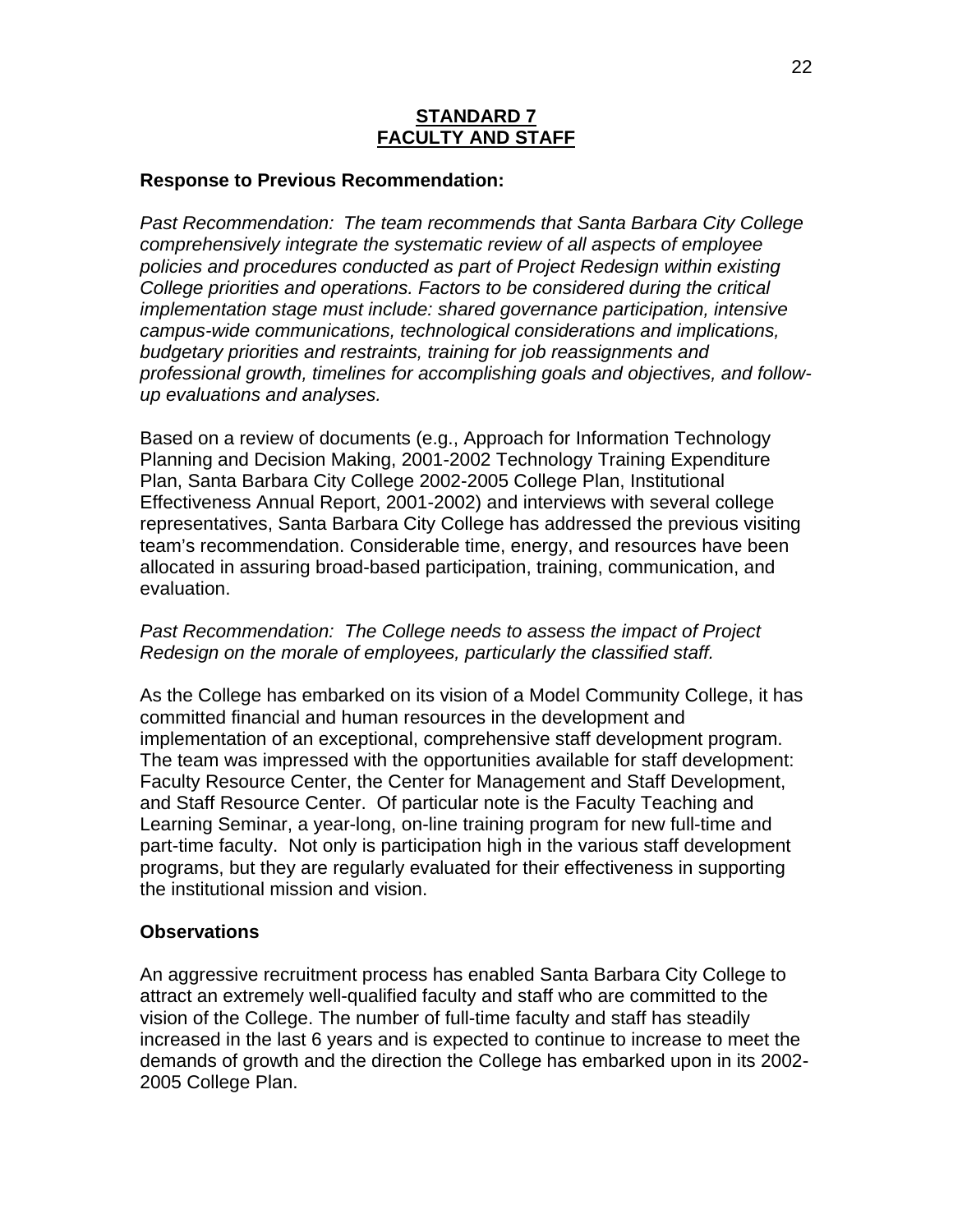## STANDARD 7
## FACULTY AND STAFF

**Response to Previous Recommendation:**

*Past Recommendation: The team recommends that Santa Barbara City College comprehensively integrate the systematic review of all aspects of employee policies and procedures conducted as part of Project Redesign within existing College priorities and operations. Factors to be considered during the critical implementation stage must include: shared governance participation, intensive campus-wide communications, technological considerations and implications, budgetary priorities and restraints, training for job reassignments and professional growth, timelines for accomplishing goals and objectives, and follow-up evaluations and analyses.*

Based on a review of documents (e.g., Approach for Information Technology Planning and Decision Making, 2001-2002 Technology Training Expenditure Plan, Santa Barbara City College 2002-2005 College Plan, Institutional Effectiveness Annual Report, 2001-2002) and interviews with several college representatives, Santa Barbara City College has addressed the previous visiting team's recommendation. Considerable time, energy, and resources have been allocated in assuring broad-based participation, training, communication, and evaluation.

*Past Recommendation: The College needs to assess the impact of Project Redesign on the morale of employees, particularly the classified staff.*

As the College has embarked on its vision of a Model Community College, it has committed financial and human resources in the development and implementation of an exceptional, comprehensive staff development program. The team was impressed with the opportunities available for staff development: Faculty Resource Center, the Center for Management and Staff Development, and Staff Resource Center. Of particular note is the Faculty Teaching and Learning Seminar, a year-long, on-line training program for new full-time and part-time faculty. Not only is participation high in the various staff development programs, but they are regularly evaluated for their effectiveness in supporting the institutional mission and vision.

**Observations**

An aggressive recruitment process has enabled Santa Barbara City College to attract an extremely well-qualified faculty and staff who are committed to the vision of the College. The number of full-time faculty and staff has steadily increased in the last 6 years and is expected to continue to increase to meet the demands of growth and the direction the College has embarked upon in its 2002-2005 College Plan.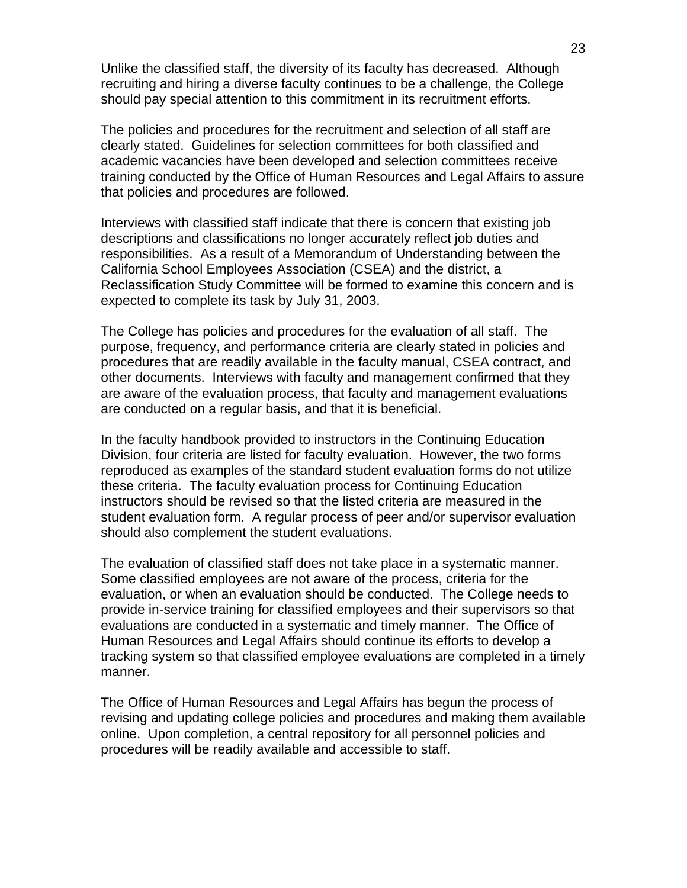Unlike the classified staff, the diversity of its faculty has decreased. Although recruiting and hiring a diverse faculty continues to be a challenge, the College should pay special attention to this commitment in its recruitment efforts.

The policies and procedures for the recruitment and selection of all staff are clearly stated. Guidelines for selection committees for both classified and academic vacancies have been developed and selection committees receive training conducted by the Office of Human Resources and Legal Affairs to assure that policies and procedures are followed.

Interviews with classified staff indicate that there is concern that existing job descriptions and classifications no longer accurately reflect job duties and responsibilities. As a result of a Memorandum of Understanding between the California School Employees Association (CSEA) and the district, a Reclassification Study Committee will be formed to examine this concern and is expected to complete its task by July 31, 2003.

The College has policies and procedures for the evaluation of all staff. The purpose, frequency, and performance criteria are clearly stated in policies and procedures that are readily available in the faculty manual, CSEA contract, and other documents. Interviews with faculty and management confirmed that they are aware of the evaluation process, that faculty and management evaluations are conducted on a regular basis, and that it is beneficial.

In the faculty handbook provided to instructors in the Continuing Education Division, four criteria are listed for faculty evaluation. However, the two forms reproduced as examples of the standard student evaluation forms do not utilize these criteria. The faculty evaluation process for Continuing Education instructors should be revised so that the listed criteria are measured in the student evaluation form. A regular process of peer and/or supervisor evaluation should also complement the student evaluations.

The evaluation of classified staff does not take place in a systematic manner. Some classified employees are not aware of the process, criteria for the evaluation, or when an evaluation should be conducted. The College needs to provide in-service training for classified employees and their supervisors so that evaluations are conducted in a systematic and timely manner. The Office of Human Resources and Legal Affairs should continue its efforts to develop a tracking system so that classified employee evaluations are completed in a timely manner.

The Office of Human Resources and Legal Affairs has begun the process of revising and updating college policies and procedures and making them available online. Upon completion, a central repository for all personnel policies and procedures will be readily available and accessible to staff.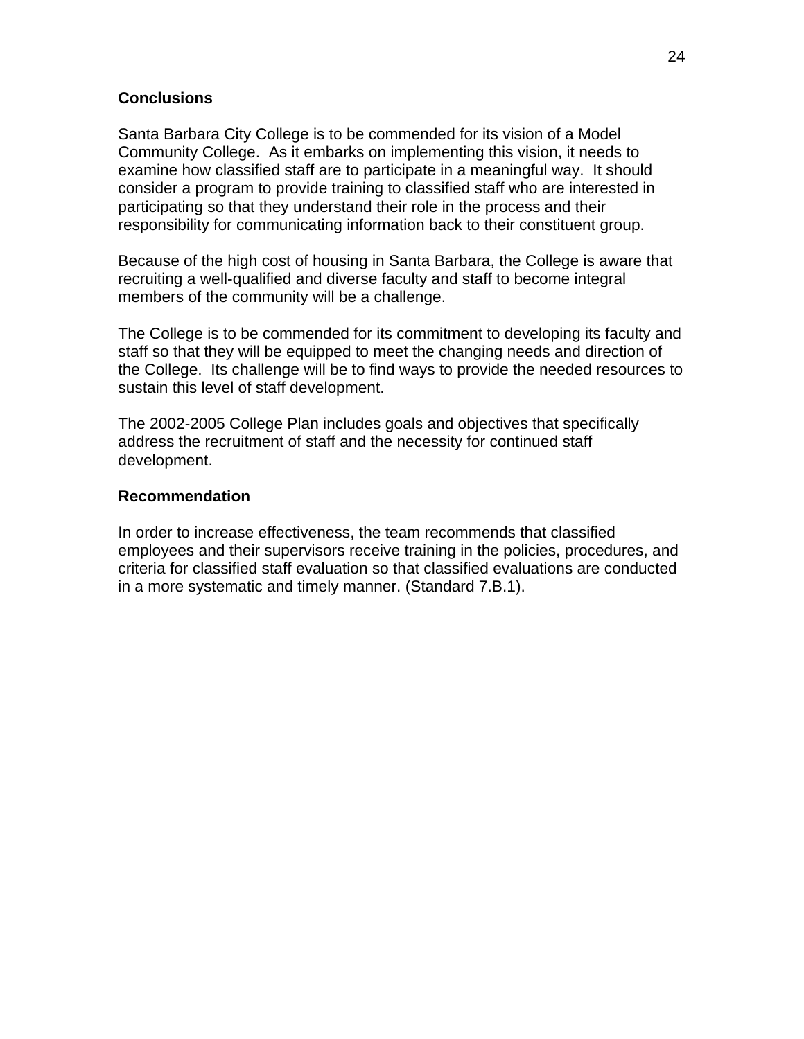**Conclusions**

Santa Barbara City College is to be commended for its vision of a Model Community College. As it embarks on implementing this vision, it needs to examine how classified staff are to participate in a meaningful way. It should consider a program to provide training to classified staff who are interested in participating so that they understand their role in the process and their responsibility for communicating information back to their constituent group.

Because of the high cost of housing in Santa Barbara, the College is aware that recruiting a well-qualified and diverse faculty and staff to become integral members of the community will be a challenge.

The College is to be commended for its commitment to developing its faculty and staff so that they will be equipped to meet the changing needs and direction of the College. Its challenge will be to find ways to provide the needed resources to sustain this level of staff development.

The 2002-2005 College Plan includes goals and objectives that specifically address the recruitment of staff and the necessity for continued staff development.

**Recommendation**

In order to increase effectiveness, the team recommends that classified employees and their supervisors receive training in the policies, procedures, and criteria for classified staff evaluation so that classified evaluations are conducted in a more systematic and timely manner. (Standard 7.B.1).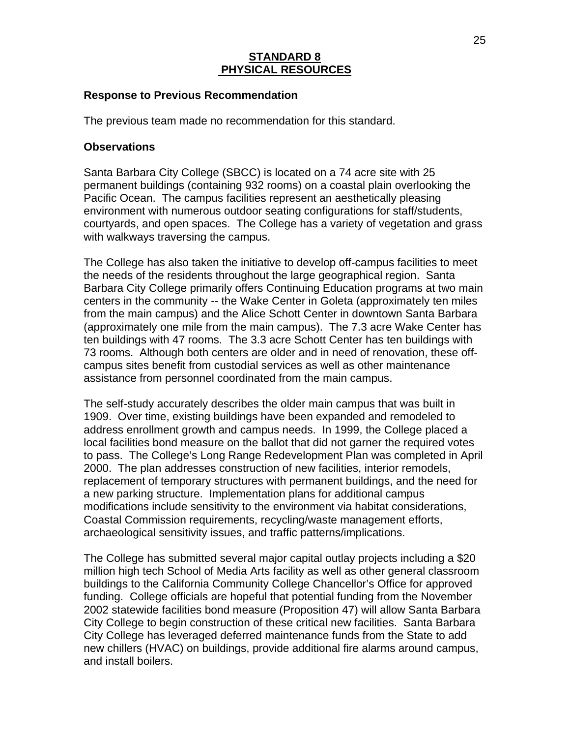## STANDARD 8
## PHYSICAL RESOURCES

### Response to Previous Recommendation

The previous team made no recommendation for this standard.

### Observations

Santa Barbara City College (SBCC) is located on a 74 acre site with 25 permanent buildings (containing 932 rooms) on a coastal plain overlooking the Pacific Ocean. The campus facilities represent an aesthetically pleasing environment with numerous outdoor seating configurations for staff/students, courtyards, and open spaces. The College has a variety of vegetation and grass with walkways traversing the campus.

The College has also taken the initiative to develop off-campus facilities to meet the needs of the residents throughout the large geographical region. Santa Barbara City College primarily offers Continuing Education programs at two main centers in the community -- the Wake Center in Goleta (approximately ten miles from the main campus) and the Alice Schott Center in downtown Santa Barbara (approximately one mile from the main campus). The 7.3 acre Wake Center has ten buildings with 47 rooms. The 3.3 acre Schott Center has ten buildings with 73 rooms. Although both centers are older and in need of renovation, these off-campus sites benefit from custodial services as well as other maintenance assistance from personnel coordinated from the main campus.

The self-study accurately describes the older main campus that was built in 1909. Over time, existing buildings have been expanded and remodeled to address enrollment growth and campus needs. In 1999, the College placed a local facilities bond measure on the ballot that did not garner the required votes to pass. The College's Long Range Redevelopment Plan was completed in April 2000. The plan addresses construction of new facilities, interior remodels, replacement of temporary structures with permanent buildings, and the need for a new parking structure. Implementation plans for additional campus modifications include sensitivity to the environment via habitat considerations, Coastal Commission requirements, recycling/waste management efforts, archaeological sensitivity issues, and traffic patterns/implications.

The College has submitted several major capital outlay projects including a $20 million high tech School of Media Arts facility as well as other general classroom buildings to the California Community College Chancellor's Office for approved funding. College officials are hopeful that potential funding from the November 2002 statewide facilities bond measure (Proposition 47) will allow Santa Barbara City College to begin construction of these critical new facilities. Santa Barbara City College has leveraged deferred maintenance funds from the State to add new chillers (HVAC) on buildings, provide additional fire alarms around campus, and install boilers.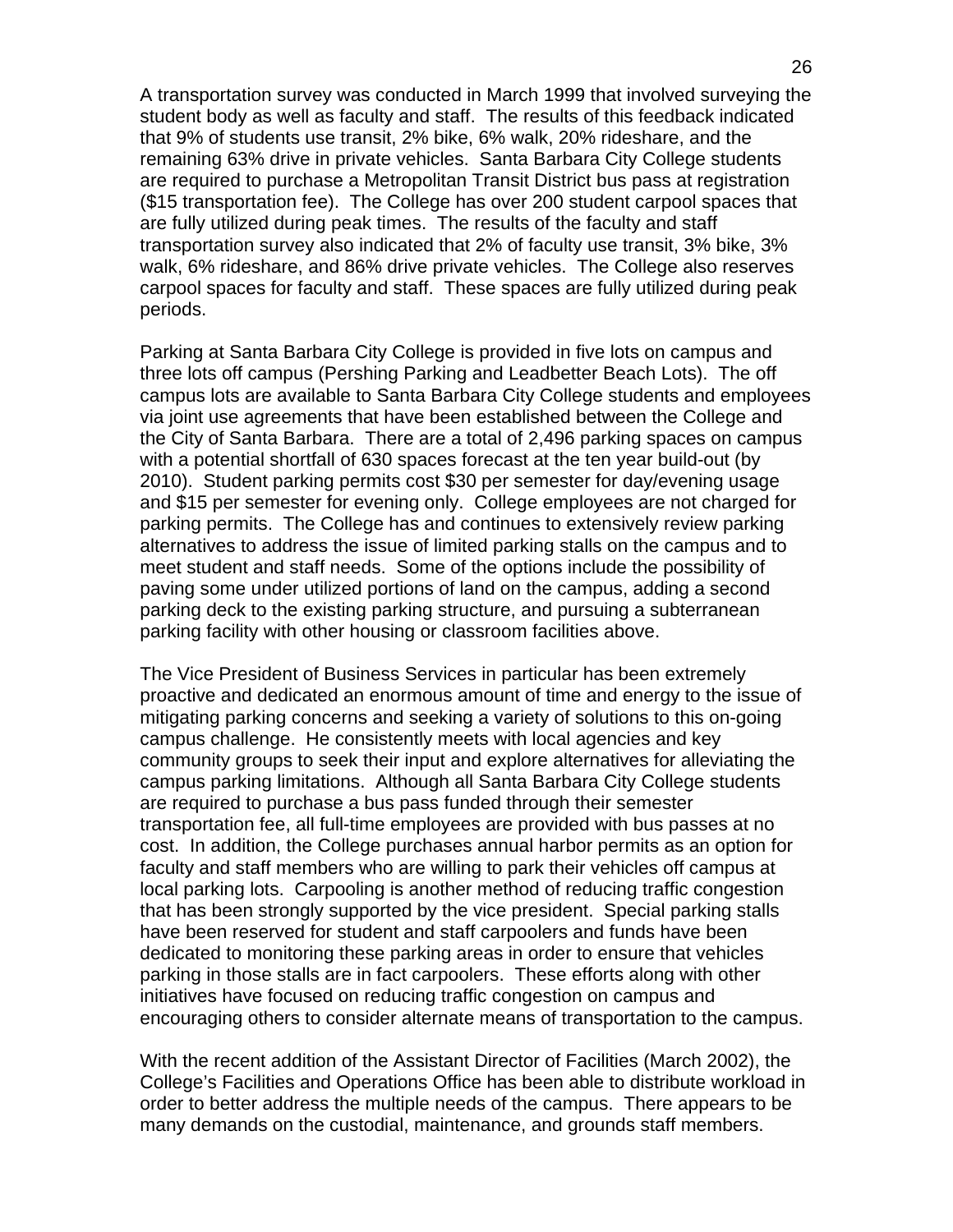A transportation survey was conducted in March 1999 that involved surveying the student body as well as faculty and staff. The results of this feedback indicated that 9% of students use transit, 2% bike, 6% walk, 20% rideshare, and the remaining 63% drive in private vehicles. Santa Barbara City College students are required to purchase a Metropolitan Transit District bus pass at registration ($15 transportation fee). The College has over 200 student carpool spaces that are fully utilized during peak times. The results of the faculty and staff transportation survey also indicated that 2% of faculty use transit, 3% bike, 3% walk, 6% rideshare, and 86% drive private vehicles. The College also reserves carpool spaces for faculty and staff. These spaces are fully utilized during peak periods.

Parking at Santa Barbara City College is provided in five lots on campus and three lots off campus (Pershing Parking and Leadbetter Beach Lots). The off campus lots are available to Santa Barbara City College students and employees via joint use agreements that have been established between the College and the City of Santa Barbara. There are a total of 2,496 parking spaces on campus with a potential shortfall of 630 spaces forecast at the ten year build-out (by 2010). Student parking permits cost $30 per semester for day/evening usage and $15 per semester for evening only. College employees are not charged for parking permits. The College has and continues to extensively review parking alternatives to address the issue of limited parking stalls on the campus and to meet student and staff needs. Some of the options include the possibility of paving some under utilized portions of land on the campus, adding a second parking deck to the existing parking structure, and pursuing a subterranean parking facility with other housing or classroom facilities above.

The Vice President of Business Services in particular has been extremely proactive and dedicated an enormous amount of time and energy to the issue of mitigating parking concerns and seeking a variety of solutions to this on-going campus challenge. He consistently meets with local agencies and key community groups to seek their input and explore alternatives for alleviating the campus parking limitations. Although all Santa Barbara City College students are required to purchase a bus pass funded through their semester transportation fee, all full-time employees are provided with bus passes at no cost. In addition, the College purchases annual harbor permits as an option for faculty and staff members who are willing to park their vehicles off campus at local parking lots. Carpooling is another method of reducing traffic congestion that has been strongly supported by the vice president. Special parking stalls have been reserved for student and staff carpoolers and funds have been dedicated to monitoring these parking areas in order to ensure that vehicles parking in those stalls are in fact carpoolers. These efforts along with other initiatives have focused on reducing traffic congestion on campus and encouraging others to consider alternate means of transportation to the campus.

With the recent addition of the Assistant Director of Facilities (March 2002), the College's Facilities and Operations Office has been able to distribute workload in order to better address the multiple needs of the campus. There appears to be many demands on the custodial, maintenance, and grounds staff members.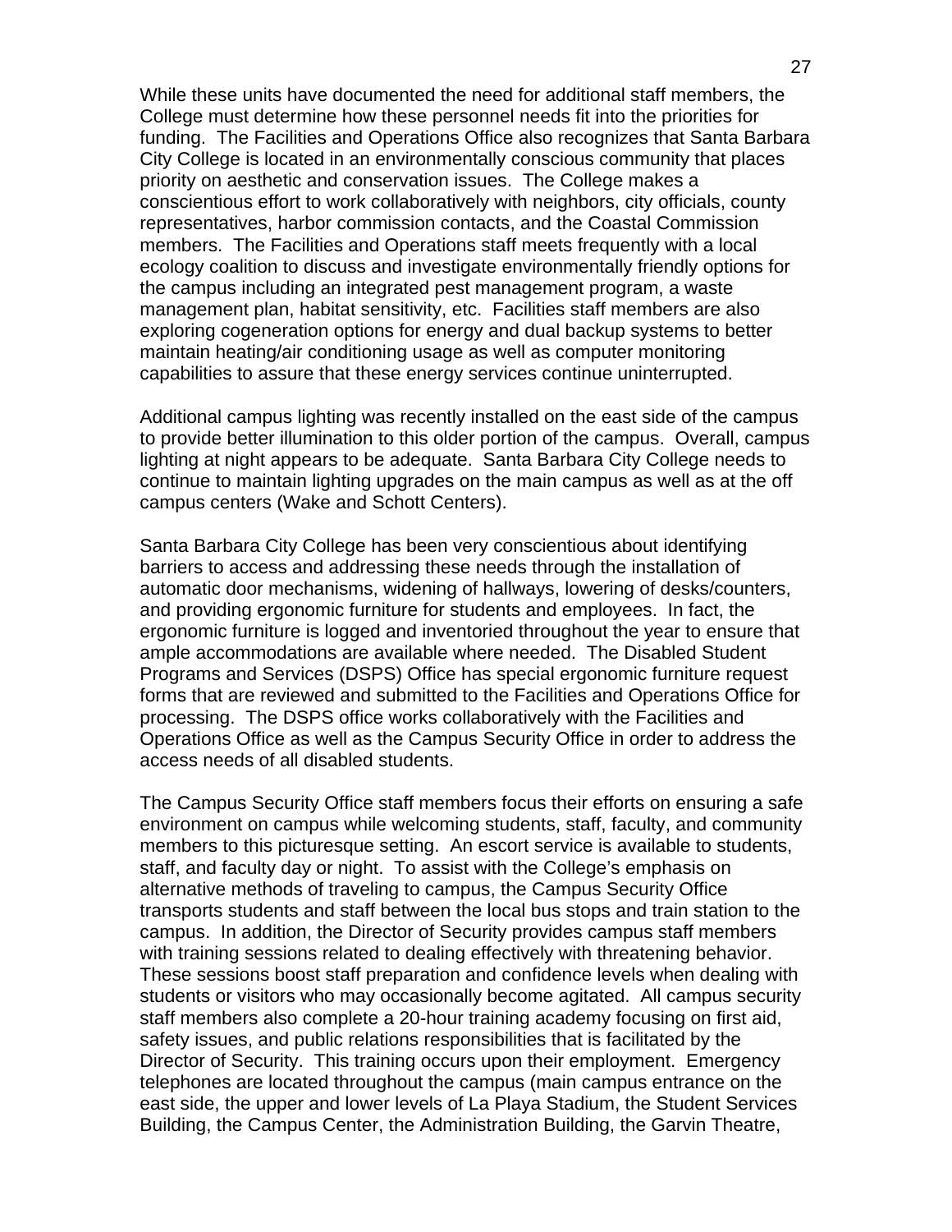While these units have documented the need for additional staff members, the College must determine how these personnel needs fit into the priorities for funding. The Facilities and Operations Office also recognizes that Santa Barbara City College is located in an environmentally conscious community that places priority on aesthetic and conservation issues. The College makes a conscientious effort to work collaboratively with neighbors, city officials, county representatives, harbor commission contacts, and the Coastal Commission members. The Facilities and Operations staff meets frequently with a local ecology coalition to discuss and investigate environmentally friendly options for the campus including an integrated pest management program, a waste management plan, habitat sensitivity, etc. Facilities staff members are also exploring cogeneration options for energy and dual backup systems to better maintain heating/air conditioning usage as well as computer monitoring capabilities to assure that these energy services continue uninterrupted.

Additional campus lighting was recently installed on the east side of the campus to provide better illumination to this older portion of the campus. Overall, campus lighting at night appears to be adequate. Santa Barbara City College needs to continue to maintain lighting upgrades on the main campus as well as at the off campus centers (Wake and Schott Centers).

Santa Barbara City College has been very conscientious about identifying barriers to access and addressing these needs through the installation of automatic door mechanisms, widening of hallways, lowering of desks/counters, and providing ergonomic furniture for students and employees. In fact, the ergonomic furniture is logged and inventoried throughout the year to ensure that ample accommodations are available where needed. The Disabled Student Programs and Services (DSPS) Office has special ergonomic furniture request forms that are reviewed and submitted to the Facilities and Operations Office for processing. The DSPS office works collaboratively with the Facilities and Operations Office as well as the Campus Security Office in order to address the access needs of all disabled students.

The Campus Security Office staff members focus their efforts on ensuring a safe environment on campus while welcoming students, staff, faculty, and community members to this picturesque setting. An escort service is available to students, staff, and faculty day or night. To assist with the College's emphasis on alternative methods of traveling to campus, the Campus Security Office transports students and staff between the local bus stops and train station to the campus. In addition, the Director of Security provides campus staff members with training sessions related to dealing effectively with threatening behavior. These sessions boost staff preparation and confidence levels when dealing with students or visitors who may occasionally become agitated. All campus security staff members also complete a 20-hour training academy focusing on first aid, safety issues, and public relations responsibilities that is facilitated by the Director of Security. This training occurs upon their employment. Emergency telephones are located throughout the campus (main campus entrance on the east side, the upper and lower levels of La Playa Stadium, the Student Services Building, the Campus Center, the Administration Building, the Garvin Theatre,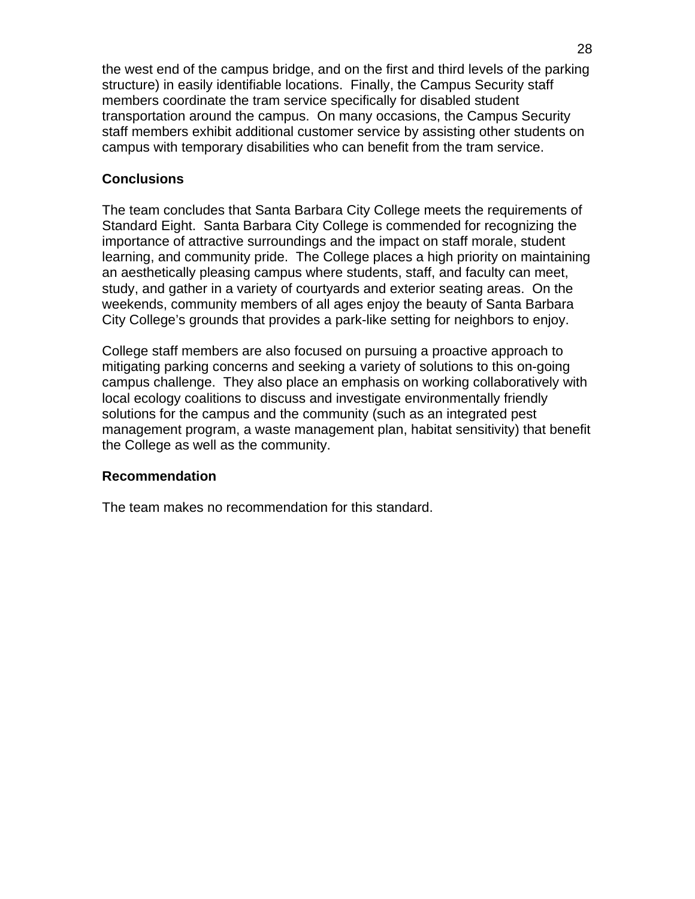the west end of the campus bridge, and on the first and third levels of the parking structure) in easily identifiable locations. Finally, the Campus Security staff members coordinate the tram service specifically for disabled student transportation around the campus. On many occasions, the Campus Security staff members exhibit additional customer service by assisting other students on campus with temporary disabilities who can benefit from the tram service.

**Conclusions**

The team concludes that Santa Barbara City College meets the requirements of Standard Eight. Santa Barbara City College is commended for recognizing the importance of attractive surroundings and the impact on staff morale, student learning, and community pride. The College places a high priority on maintaining an aesthetically pleasing campus where students, staff, and faculty can meet, study, and gather in a variety of courtyards and exterior seating areas. On the weekends, community members of all ages enjoy the beauty of Santa Barbara City College's grounds that provides a park-like setting for neighbors to enjoy.

College staff members are also focused on pursuing a proactive approach to mitigating parking concerns and seeking a variety of solutions to this on-going campus challenge. They also place an emphasis on working collaboratively with local ecology coalitions to discuss and investigate environmentally friendly solutions for the campus and the community (such as an integrated pest management program, a waste management plan, habitat sensitivity) that benefit the College as well as the community.

**Recommendation**

The team makes no recommendation for this standard.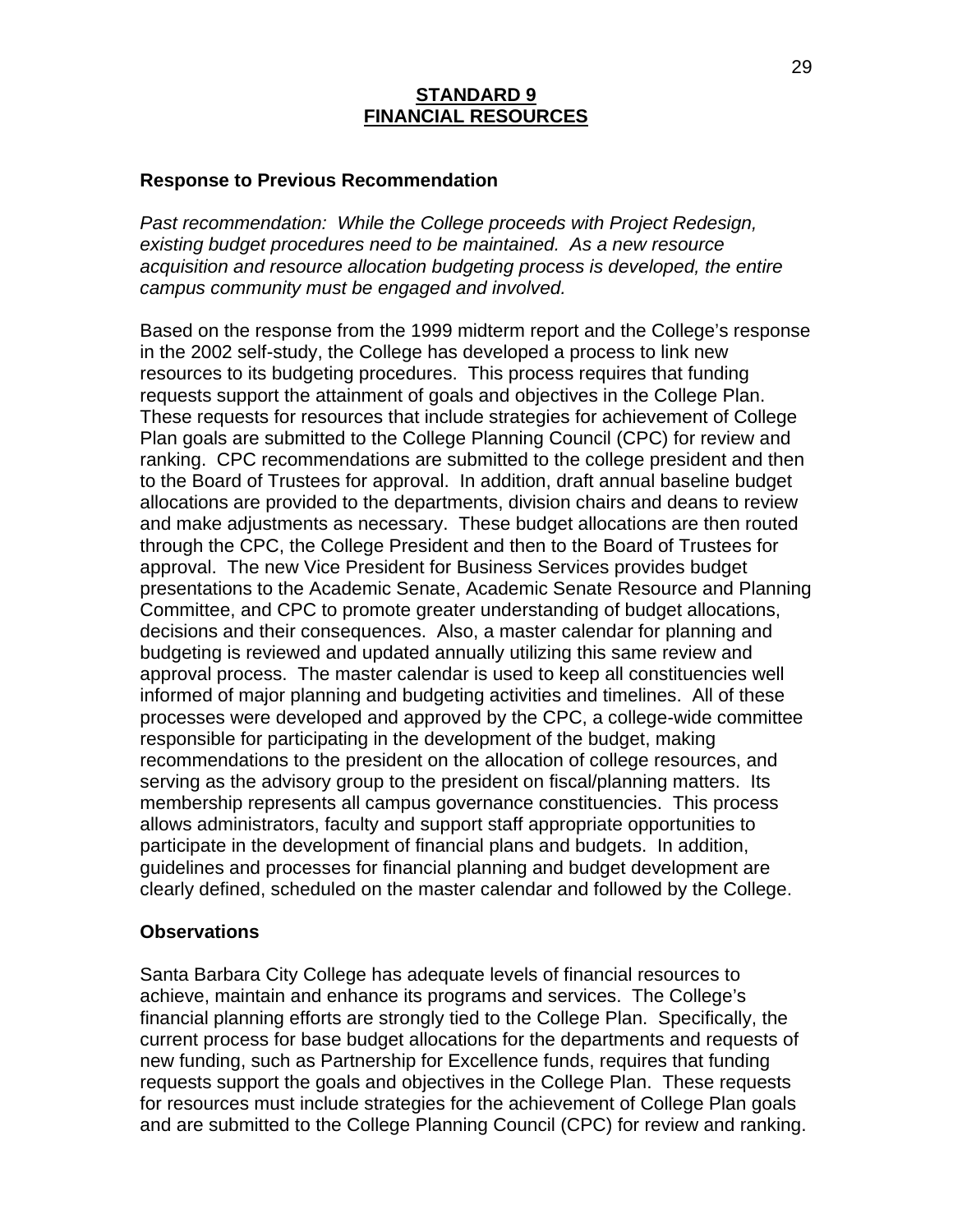# STANDARD 9
# FINANCIAL RESOURCES

### Response to Previous Recommendation

*Past recommendation: While the College proceeds with Project Redesign, existing budget procedures need to be maintained. As a new resource acquisition and resource allocation budgeting process is developed, the entire campus community must be engaged and involved.*

Based on the response from the 1999 midterm report and the College's response in the 2002 self-study, the College has developed a process to link new resources to its budgeting procedures. This process requires that funding requests support the attainment of goals and objectives in the College Plan. These requests for resources that include strategies for achievement of College Plan goals are submitted to the College Planning Council (CPC) for review and ranking. CPC recommendations are submitted to the college president and then to the Board of Trustees for approval. In addition, draft annual baseline budget allocations are provided to the departments, division chairs and deans to review and make adjustments as necessary. These budget allocations are then routed through the CPC, the College President and then to the Board of Trustees for approval. The new Vice President for Business Services provides budget presentations to the Academic Senate, Academic Senate Resource and Planning Committee, and CPC to promote greater understanding of budget allocations, decisions and their consequences. Also, a master calendar for planning and budgeting is reviewed and updated annually utilizing this same review and approval process. The master calendar is used to keep all constituencies well informed of major planning and budgeting activities and timelines. All of these processes were developed and approved by the CPC, a college-wide committee responsible for participating in the development of the budget, making recommendations to the president on the allocation of college resources, and serving as the advisory group to the president on fiscal/planning matters. Its membership represents all campus governance constituencies. This process allows administrators, faculty and support staff appropriate opportunities to participate in the development of financial plans and budgets. In addition, guidelines and processes for financial planning and budget development are clearly defined, scheduled on the master calendar and followed by the College.

### Observations

Santa Barbara City College has adequate levels of financial resources to achieve, maintain and enhance its programs and services. The College's financial planning efforts are strongly tied to the College Plan. Specifically, the current process for base budget allocations for the departments and requests of new funding, such as Partnership for Excellence funds, requires that funding requests support the goals and objectives in the College Plan. These requests for resources must include strategies for the achievement of College Plan goals and are submitted to the College Planning Council (CPC) for review and ranking.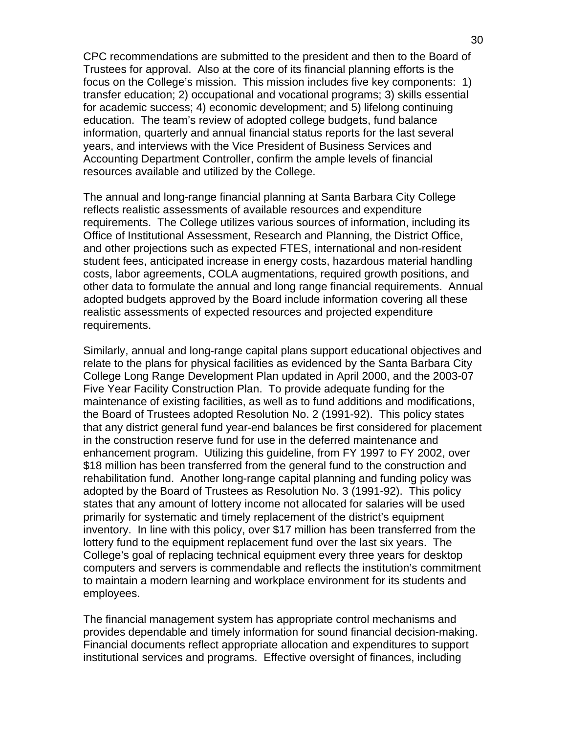CPC recommendations are submitted to the president and then to the Board of Trustees for approval. Also at the core of its financial planning efforts is the focus on the College's mission. This mission includes five key components: 1) transfer education; 2) occupational and vocational programs; 3) skills essential for academic success; 4) economic development; and 5) lifelong continuing education. The team's review of adopted college budgets, fund balance information, quarterly and annual financial status reports for the last several years, and interviews with the Vice President of Business Services and Accounting Department Controller, confirm the ample levels of financial resources available and utilized by the College.

The annual and long-range financial planning at Santa Barbara City College reflects realistic assessments of available resources and expenditure requirements. The College utilizes various sources of information, including its Office of Institutional Assessment, Research and Planning, the District Office, and other projections such as expected FTES, international and non-resident student fees, anticipated increase in energy costs, hazardous material handling costs, labor agreements, COLA augmentations, required growth positions, and other data to formulate the annual and long range financial requirements. Annual adopted budgets approved by the Board include information covering all these realistic assessments of expected resources and projected expenditure requirements.

Similarly, annual and long-range capital plans support educational objectives and relate to the plans for physical facilities as evidenced by the Santa Barbara City College Long Range Development Plan updated in April 2000, and the 2003-07 Five Year Facility Construction Plan. To provide adequate funding for the maintenance of existing facilities, as well as to fund additions and modifications, the Board of Trustees adopted Resolution No. 2 (1991-92). This policy states that any district general fund year-end balances be first considered for placement in the construction reserve fund for use in the deferred maintenance and enhancement program. Utilizing this guideline, from FY 1997 to FY 2002, over $18 million has been transferred from the general fund to the construction and rehabilitation fund. Another long-range capital planning and funding policy was adopted by the Board of Trustees as Resolution No. 3 (1991-92). This policy states that any amount of lottery income not allocated for salaries will be used primarily for systematic and timely replacement of the district's equipment inventory. In line with this policy, over $17 million has been transferred from the lottery fund to the equipment replacement fund over the last six years. The College's goal of replacing technical equipment every three years for desktop computers and servers is commendable and reflects the institution's commitment to maintain a modern learning and workplace environment for its students and employees.

The financial management system has appropriate control mechanisms and provides dependable and timely information for sound financial decision-making. Financial documents reflect appropriate allocation and expenditures to support institutional services and programs. Effective oversight of finances, including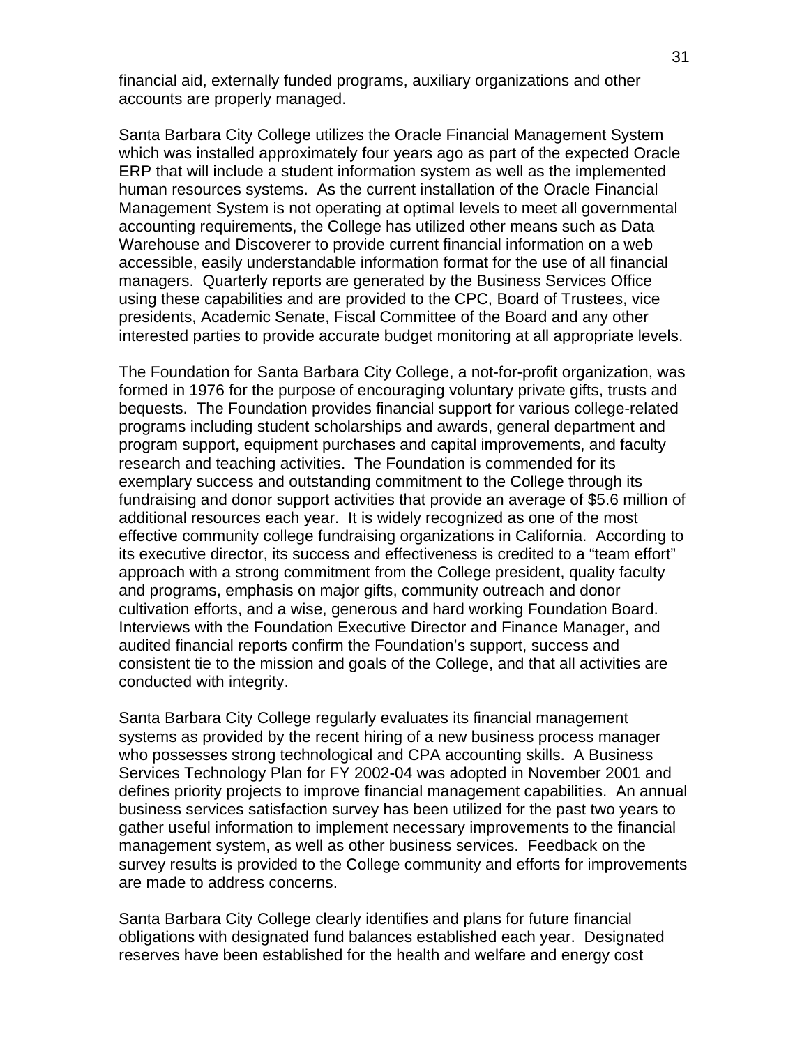financial aid, externally funded programs, auxiliary organizations and other accounts are properly managed.

Santa Barbara City College utilizes the Oracle Financial Management System which was installed approximately four years ago as part of the expected Oracle ERP that will include a student information system as well as the implemented human resources systems. As the current installation of the Oracle Financial Management System is not operating at optimal levels to meet all governmental accounting requirements, the College has utilized other means such as Data Warehouse and Discoverer to provide current financial information on a web accessible, easily understandable information format for the use of all financial managers. Quarterly reports are generated by the Business Services Office using these capabilities and are provided to the CPC, Board of Trustees, vice presidents, Academic Senate, Fiscal Committee of the Board and any other interested parties to provide accurate budget monitoring at all appropriate levels.

The Foundation for Santa Barbara City College, a not-for-profit organization, was formed in 1976 for the purpose of encouraging voluntary private gifts, trusts and bequests. The Foundation provides financial support for various college-related programs including student scholarships and awards, general department and program support, equipment purchases and capital improvements, and faculty research and teaching activities. The Foundation is commended for its exemplary success and outstanding commitment to the College through its fundraising and donor support activities that provide an average of $5.6 million of additional resources each year. It is widely recognized as one of the most effective community college fundraising organizations in California. According to its executive director, its success and effectiveness is credited to a "team effort" approach with a strong commitment from the College president, quality faculty and programs, emphasis on major gifts, community outreach and donor cultivation efforts, and a wise, generous and hard working Foundation Board. Interviews with the Foundation Executive Director and Finance Manager, and audited financial reports confirm the Foundation's support, success and consistent tie to the mission and goals of the College, and that all activities are conducted with integrity.

Santa Barbara City College regularly evaluates its financial management systems as provided by the recent hiring of a new business process manager who possesses strong technological and CPA accounting skills. A Business Services Technology Plan for FY 2002-04 was adopted in November 2001 and defines priority projects to improve financial management capabilities. An annual business services satisfaction survey has been utilized for the past two years to gather useful information to implement necessary improvements to the financial management system, as well as other business services. Feedback on the survey results is provided to the College community and efforts for improvements are made to address concerns.

Santa Barbara City College clearly identifies and plans for future financial obligations with designated fund balances established each year. Designated reserves have been established for the health and welfare and energy cost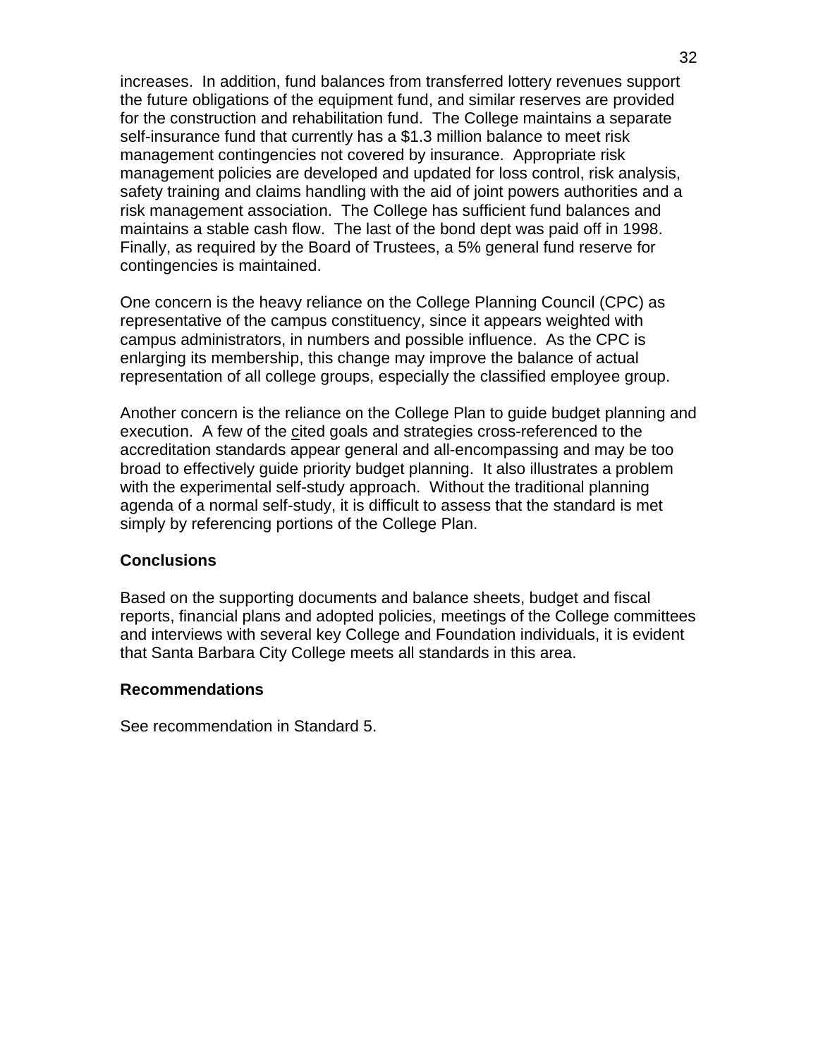increases. In addition, fund balances from transferred lottery revenues support the future obligations of the equipment fund, and similar reserves are provided for the construction and rehabilitation fund. The College maintains a separate self-insurance fund that currently has a $1.3 million balance to meet risk management contingencies not covered by insurance. Appropriate risk management policies are developed and updated for loss control, risk analysis, safety training and claims handling with the aid of joint powers authorities and a risk management association. The College has sufficient fund balances and maintains a stable cash flow. The last of the bond dept was paid off in 1998. Finally, as required by the Board of Trustees, a 5% general fund reserve for contingencies is maintained.

One concern is the heavy reliance on the College Planning Council (CPC) as representative of the campus constituency, since it appears weighted with campus administrators, in numbers and possible influence. As the CPC is enlarging its membership, this change may improve the balance of actual representation of all college groups, especially the classified employee group.

Another concern is the reliance on the College Plan to guide budget planning and execution. A few of the cited goals and strategies cross-referenced to the accreditation standards appear general and all-encompassing and may be too broad to effectively guide priority budget planning. It also illustrates a problem with the experimental self-study approach. Without the traditional planning agenda of a normal self-study, it is difficult to assess that the standard is met simply by referencing portions of the College Plan.

**Conclusions**

Based on the supporting documents and balance sheets, budget and fiscal reports, financial plans and adopted policies, meetings of the College committees and interviews with several key College and Foundation individuals, it is evident that Santa Barbara City College meets all standards in this area.

**Recommendations**

See recommendation in Standard 5.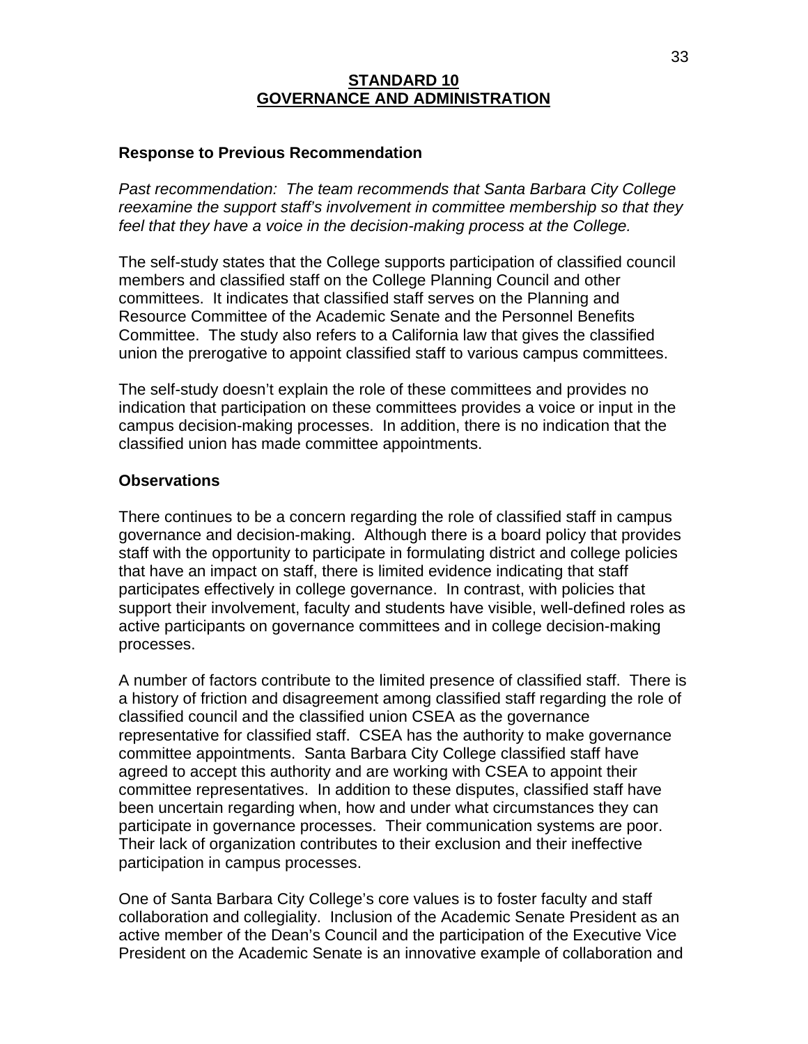# STANDARD 10
# GOVERNANCE AND ADMINISTRATION

**Response to Previous Recommendation**

*Past recommendation: The team recommends that Santa Barbara City College reexamine the support staff's involvement in committee membership so that they feel that they have a voice in the decision-making process at the College.*

The self-study states that the College supports participation of classified council members and classified staff on the College Planning Council and other committees. It indicates that classified staff serves on the Planning and Resource Committee of the Academic Senate and the Personnel Benefits Committee. The study also refers to a California law that gives the classified union the prerogative to appoint classified staff to various campus committees.

The self-study doesn't explain the role of these committees and provides no indication that participation on these committees provides a voice or input in the campus decision-making processes. In addition, there is no indication that the classified union has made committee appointments.

**Observations**

There continues to be a concern regarding the role of classified staff in campus governance and decision-making. Although there is a board policy that provides staff with the opportunity to participate in formulating district and college policies that have an impact on staff, there is limited evidence indicating that staff participates effectively in college governance. In contrast, with policies that support their involvement, faculty and students have visible, well-defined roles as active participants on governance committees and in college decision-making processes.

A number of factors contribute to the limited presence of classified staff. There is a history of friction and disagreement among classified staff regarding the role of classified council and the classified union CSEA as the governance representative for classified staff. CSEA has the authority to make governance committee appointments. Santa Barbara City College classified staff have agreed to accept this authority and are working with CSEA to appoint their committee representatives. In addition to these disputes, classified staff have been uncertain regarding when, how and under what circumstances they can participate in governance processes. Their communication systems are poor. Their lack of organization contributes to their exclusion and their ineffective participation in campus processes.

One of Santa Barbara City College's core values is to foster faculty and staff collaboration and collegiality. Inclusion of the Academic Senate President as an active member of the Dean's Council and the participation of the Executive Vice President on the Academic Senate is an innovative example of collaboration and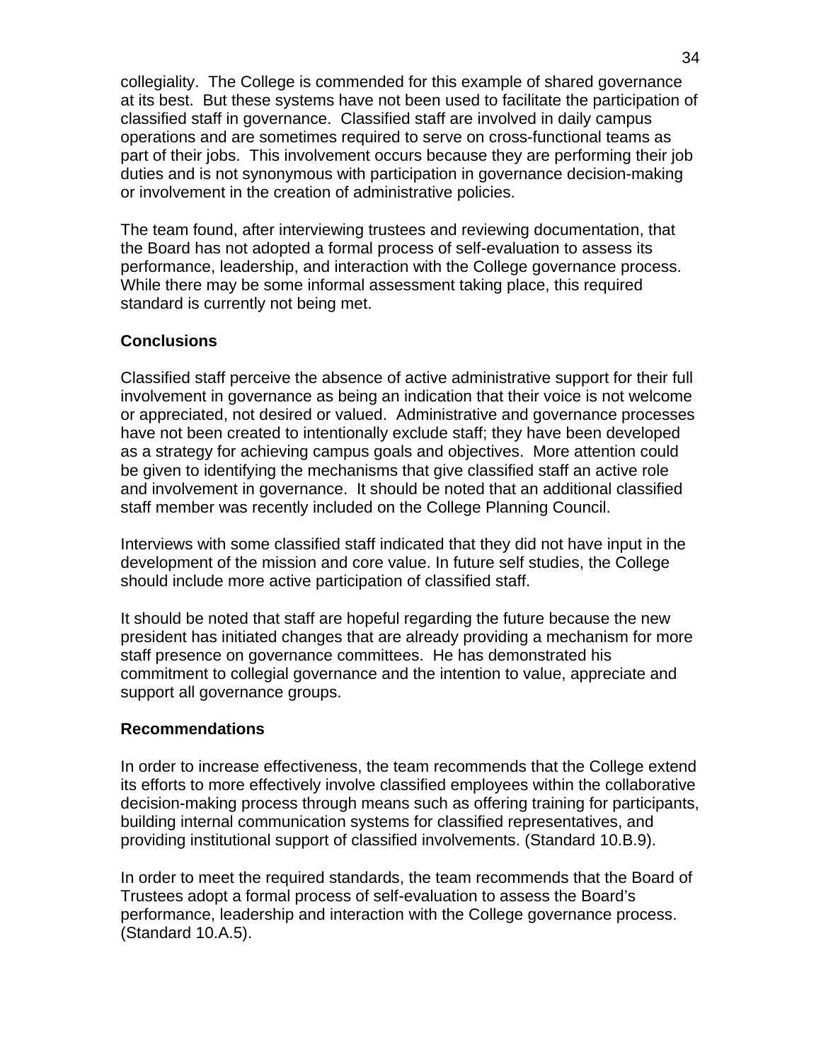collegiality. The College is commended for this example of shared governance at its best. But these systems have not been used to facilitate the participation of classified staff in governance. Classified staff are involved in daily campus operations and are sometimes required to serve on cross-functional teams as part of their jobs. This involvement occurs because they are performing their job duties and is not synonymous with participation in governance decision-making or involvement in the creation of administrative policies.

The team found, after interviewing trustees and reviewing documentation, that the Board has not adopted a formal process of self-evaluation to assess its performance, leadership, and interaction with the College governance process. While there may be some informal assessment taking place, this required standard is currently not being met.

**Conclusions**

Classified staff perceive the absence of active administrative support for their full involvement in governance as being an indication that their voice is not welcome or appreciated, not desired or valued. Administrative and governance processes have not been created to intentionally exclude staff; they have been developed as a strategy for achieving campus goals and objectives. More attention could be given to identifying the mechanisms that give classified staff an active role and involvement in governance. It should be noted that an additional classified staff member was recently included on the College Planning Council.

Interviews with some classified staff indicated that they did not have input in the development of the mission and core value. In future self studies, the College should include more active participation of classified staff.

It should be noted that staff are hopeful regarding the future because the new president has initiated changes that are already providing a mechanism for more staff presence on governance committees. He has demonstrated his commitment to collegial governance and the intention to value, appreciate and support all governance groups.

**Recommendations**

In order to increase effectiveness, the team recommends that the College extend its efforts to more effectively involve classified employees within the collaborative decision-making process through means such as offering training for participants, building internal communication systems for classified representatives, and providing institutional support of classified involvements. (Standard 10.B.9).

In order to meet the required standards, the team recommends that the Board of Trustees adopt a formal process of self-evaluation to assess the Board's performance, leadership and interaction with the College governance process. (Standard 10.A.5).